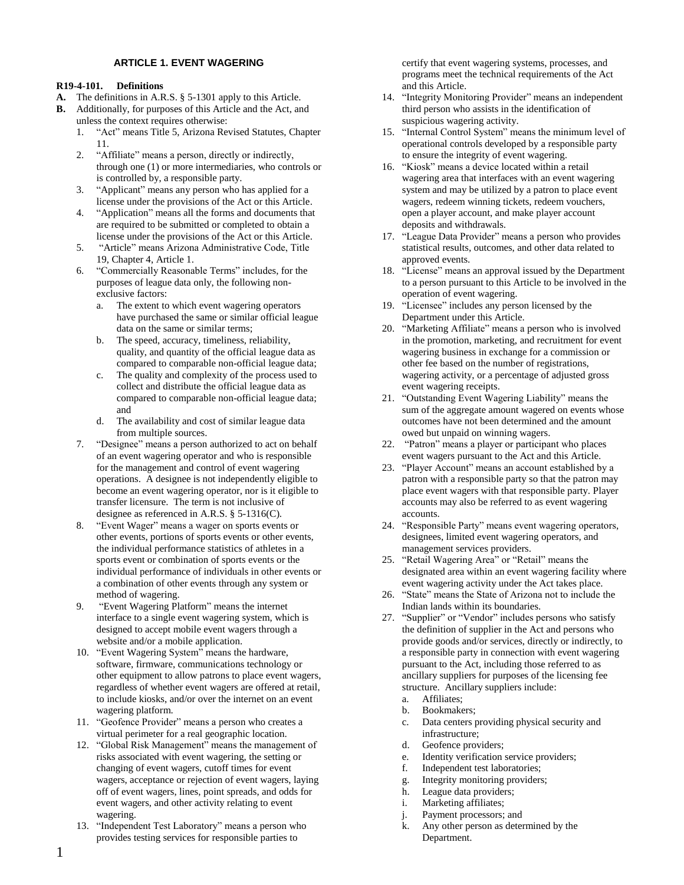# ARTICLE 1. EVENT WAGERING

**R19-4-101. Definitions**

**A.** The definitions in A.R.S. § 5-1301 apply to this Article.

**B.** Additionally, for purposes of this Article and the Act, and unless the context requires otherwise:

1. "Act" means Title 5, Arizona Revised Statutes, Chapter 11.
2. "Affiliate" means a person, directly or indirectly, through one (1) or more intermediaries, who controls or is controlled by, a responsible party.
3. "Applicant" means any person who has applied for a license under the provisions of the Act or this Article.
4. "Application" means all the forms and documents that are required to be submitted or completed to obtain a license under the provisions of the Act or this Article.
5. "Article" means Arizona Administrative Code, Title 19, Chapter 4, Article 1.
6. "Commercially Reasonable Terms" includes, for the purposes of league data only, the following non-exclusive factors:
   a. The extent to which event wagering operators have purchased the same or similar official league data on the same or similar terms;
   b. The speed, accuracy, timeliness, reliability, quality, and quantity of the official league data as compared to comparable non-official league data;
   c. The quality and complexity of the process used to collect and distribute the official league data as compared to comparable non-official league data; and
   d. The availability and cost of similar league data from multiple sources.
7. "Designee" means a person authorized to act on behalf of an event wagering operator and who is responsible for the management and control of event wagering operations. A designee is not independently eligible to become an event wagering operator, nor is it eligible to transfer licensure. The term is not inclusive of designee as referenced in A.R.S. § 5-1316(C).
8. "Event Wager" means a wager on sports events or other events, portions of sports events or other events, the individual performance statistics of athletes in a sports event or combination of sports events or the individual performance of individuals in other events or a combination of other events through any system or method of wagering.
9. "Event Wagering Platform" means the internet interface to a single event wagering system, which is designed to accept mobile event wagers through a website and/or a mobile application.
10. "Event Wagering System" means the hardware, software, firmware, communications technology or other equipment to allow patrons to place event wagers, regardless of whether event wagers are offered at retail, to include kiosks, and/or over the internet on an event wagering platform.
11. "Geofence Provider" means a person who creates a virtual perimeter for a real geographic location.
12. "Global Risk Management" means the management of risks associated with event wagering, the setting or changing of event wagers, cutoff times for event wagers, acceptance or rejection of event wagers, laying off of event wagers, lines, point spreads, and odds for event wagers, and other activity relating to event wagering.
13. "Independent Test Laboratory" means a person who provides testing services for responsible parties to certify that event wagering systems, processes, and programs meet the technical requirements of the Act and this Article.
14. "Integrity Monitoring Provider" means an independent third person who assists in the identification of suspicious wagering activity.
15. "Internal Control System" means the minimum level of operational controls developed by a responsible party to ensure the integrity of event wagering.
16. "Kiosk" means a device located within a retail wagering area that interfaces with an event wagering system and may be utilized by a patron to place event wagers, redeem winning tickets, redeem vouchers, open a player account, and make player account deposits and withdrawals.
17. "League Data Provider" means a person who provides statistical results, outcomes, and other data related to approved events.
18. "License" means an approval issued by the Department to a person pursuant to this Article to be involved in the operation of event wagering.
19. "Licensee" includes any person licensed by the Department under this Article.
20. "Marketing Affiliate" means a person who is involved in the promotion, marketing, and recruitment for event wagering business in exchange for a commission or other fee based on the number of registrations, wagering activity, or a percentage of adjusted gross event wagering receipts.
21. "Outstanding Event Wagering Liability" means the sum of the aggregate amount wagered on events whose outcomes have not been determined and the amount owed but unpaid on winning wagers.
22. "Patron" means a player or participant who places event wagers pursuant to the Act and this Article.
23. "Player Account" means an account established by a patron with a responsible party so that the patron may place event wagers with that responsible party. Player accounts may also be referred to as event wagering accounts.
24. "Responsible Party" means event wagering operators, designees, limited event wagering operators, and management services providers.
25. "Retail Wagering Area" or "Retail" means the designated area within an event wagering facility where event wagering activity under the Act takes place.
26. "State" means the State of Arizona not to include the Indian lands within its boundaries.
27. "Supplier" or "Vendor" includes persons who satisfy the definition of supplier in the Act and persons who provide goods and/or services, directly or indirectly, to a responsible party in connection with event wagering pursuant to the Act, including those referred to as ancillary suppliers for purposes of the licensing fee structure. Ancillary suppliers include:
   a. Affiliates;
   b. Bookmakers;
   c. Data centers providing physical security and infrastructure;
   d. Geofence providers;
   e. Identity verification service providers;
   f. Independent test laboratories;
   g. Integrity monitoring providers;
   h. League data providers;
   i. Marketing affiliates;
   j. Payment processors; and
   k. Any other person as determined by the Department.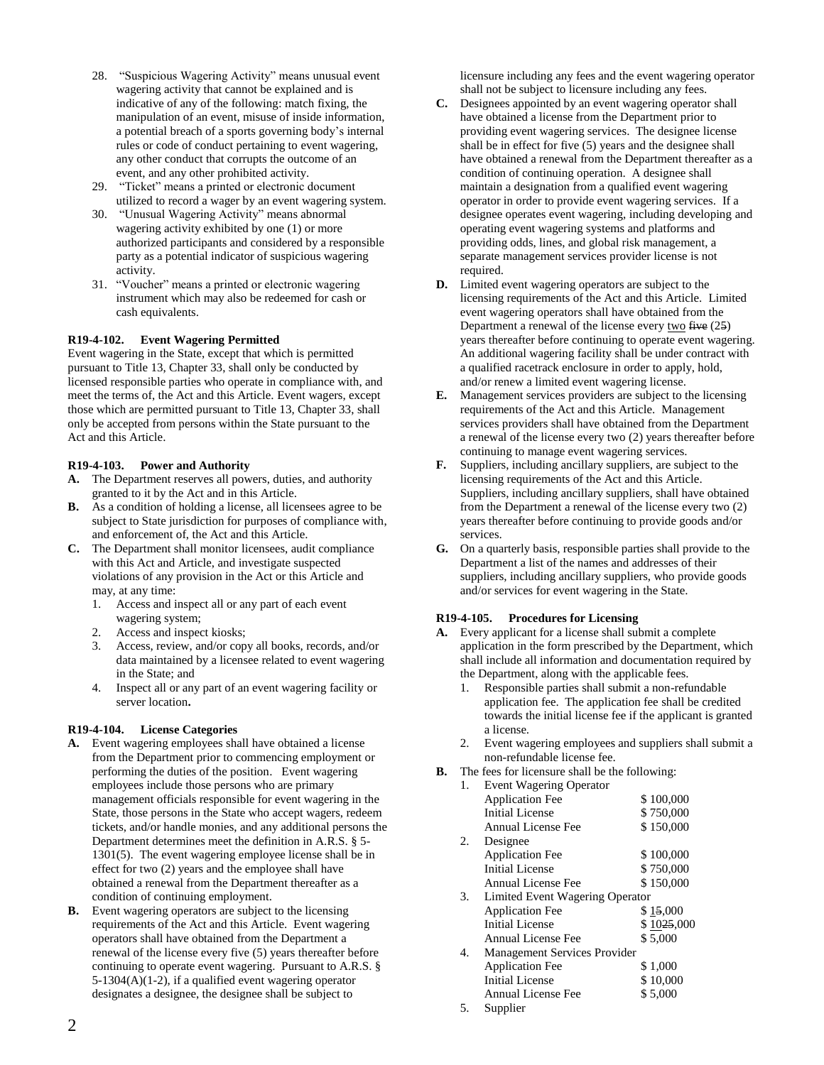28. "Suspicious Wagering Activity" means unusual event wagering activity that cannot be explained and is indicative of any of the following: match fixing, the manipulation of an event, misuse of inside information, a potential breach of a sports governing body's internal rules or code of conduct pertaining to event wagering, any other conduct that corrupts the outcome of an event, and any other prohibited activity.
29. "Ticket" means a printed or electronic document utilized to record a wager by an event wagering system.
30. "Unusual Wagering Activity" means abnormal wagering activity exhibited by one (1) or more authorized participants and considered by a responsible party as a potential indicator of suspicious wagering activity.
31. "Voucher" means a printed or electronic wagering instrument which may also be redeemed for cash or cash equivalents.

**R19-4-102. Event Wagering Permitted**

Event wagering in the State, except that which is permitted pursuant to Title 13, Chapter 33, shall only be conducted by licensed responsible parties who operate in compliance with, and meet the terms of, the Act and this Article. Event wagers, except those which are permitted pursuant to Title 13, Chapter 33, shall only be accepted from persons within the State pursuant to the Act and this Article.

**R19-4-103. Power and Authority**

**A.** The Department reserves all powers, duties, and authority granted to it by the Act and in this Article.

**B.** As a condition of holding a license, all licensees agree to be subject to State jurisdiction for purposes of compliance with, and enforcement of, the Act and this Article.

**C.** The Department shall monitor licensees, audit compliance with this Act and Article, and investigate suspected violations of any provision in the Act or this Article and may, at any time:

1. Access and inspect all or any part of each event wagering system;
2. Access and inspect kiosks;
3. Access, review, and/or copy all books, records, and/or data maintained by a licensee related to event wagering in the State; and
4. Inspect all or any part of an event wagering facility or server location**.**

**R19-4-104. License Categories**

**A.** Event wagering employees shall have obtained a license from the Department prior to commencing employment or performing the duties of the position. Event wagering employees include those persons who are primary management officials responsible for event wagering in the State, those persons in the State who accept wagers, redeem tickets, and/or handle monies, and any additional persons the Department determines meet the definition in A.R.S. § 5-1301(5). The event wagering employee license shall be in effect for two (2) years and the employee shall have obtained a renewal from the Department thereafter as a condition of continuing employment.

**B.** Event wagering operators are subject to the licensing requirements of the Act and this Article. Event wagering operators shall have obtained from the Department a renewal of the license every five (5) years thereafter before continuing to operate event wagering. Pursuant to A.R.S. § 5-1304(A)(1-2), if a qualified event wagering operator designates a designee, the designee shall be subject to licensure including any fees and the event wagering operator shall not be subject to licensure including any fees.

**C.** Designees appointed by an event wagering operator shall have obtained a license from the Department prior to providing event wagering services. The designee license shall be in effect for five (5) years and the designee shall have obtained a renewal from the Department thereafter as a condition of continuing operation. A designee shall maintain a designation from a qualified event wagering operator in order to provide event wagering services. If a designee operates event wagering, including developing and operating event wagering systems and platforms and providing odds, lines, and global risk management, a separate management services provider license is not required.

**D.** Limited event wagering operators are subject to the licensing requirements of the Act and this Article. Limited event wagering operators shall have obtained from the Department a renewal of the license every <u>two</u> ~~five~~ (2~~5~~) years thereafter before continuing to operate event wagering. An additional wagering facility shall be under contract with a qualified racetrack enclosure in order to apply, hold, and/or renew a limited event wagering license.

**E.** Management services providers are subject to the licensing requirements of the Act and this Article. Management services providers shall have obtained from the Department a renewal of the license every two (2) years thereafter before continuing to manage event wagering services.

**F.** Suppliers, including ancillary suppliers, are subject to the licensing requirements of the Act and this Article. Suppliers, including ancillary suppliers, shall have obtained from the Department a renewal of the license every two (2) years thereafter before continuing to provide goods and/or services.

**G.** On a quarterly basis, responsible parties shall provide to the Department a list of the names and addresses of their suppliers, including ancillary suppliers, who provide goods and/or services for event wagering in the State.

**R19-4-105. Procedures for Licensing**

**A.** Every applicant for a license shall submit a complete application in the form prescribed by the Department, which shall include all information and documentation required by the Department, along with the applicable fees.

1. Responsible parties shall submit a non-refundable application fee. The application fee shall be credited towards the initial license fee if the applicant is granted a license.
2. Event wagering employees and suppliers shall submit a non-refundable license fee.

**B.** The fees for licensure shall be the following:

1. Event Wagering Operator
   - Application Fee — $ 100,000
   - Initial License — $ 750,000
   - Annual License Fee — $ 150,000
2. Designee
   - Application Fee — $ 100,000
   - Initial License — $ 750,000
   - Annual License Fee — $ 150,000
3. Limited Event Wagering Operator
   - Application Fee — $ 1~~5~~,000
   - Initial License — $ 10~~25~~,000
   - Annual License Fee — $ 5,000
4. Management Services Provider
   - Application Fee — $ 1,000
   - Initial License — $ 10,000
   - Annual License Fee — $ 5,000
5. Supplier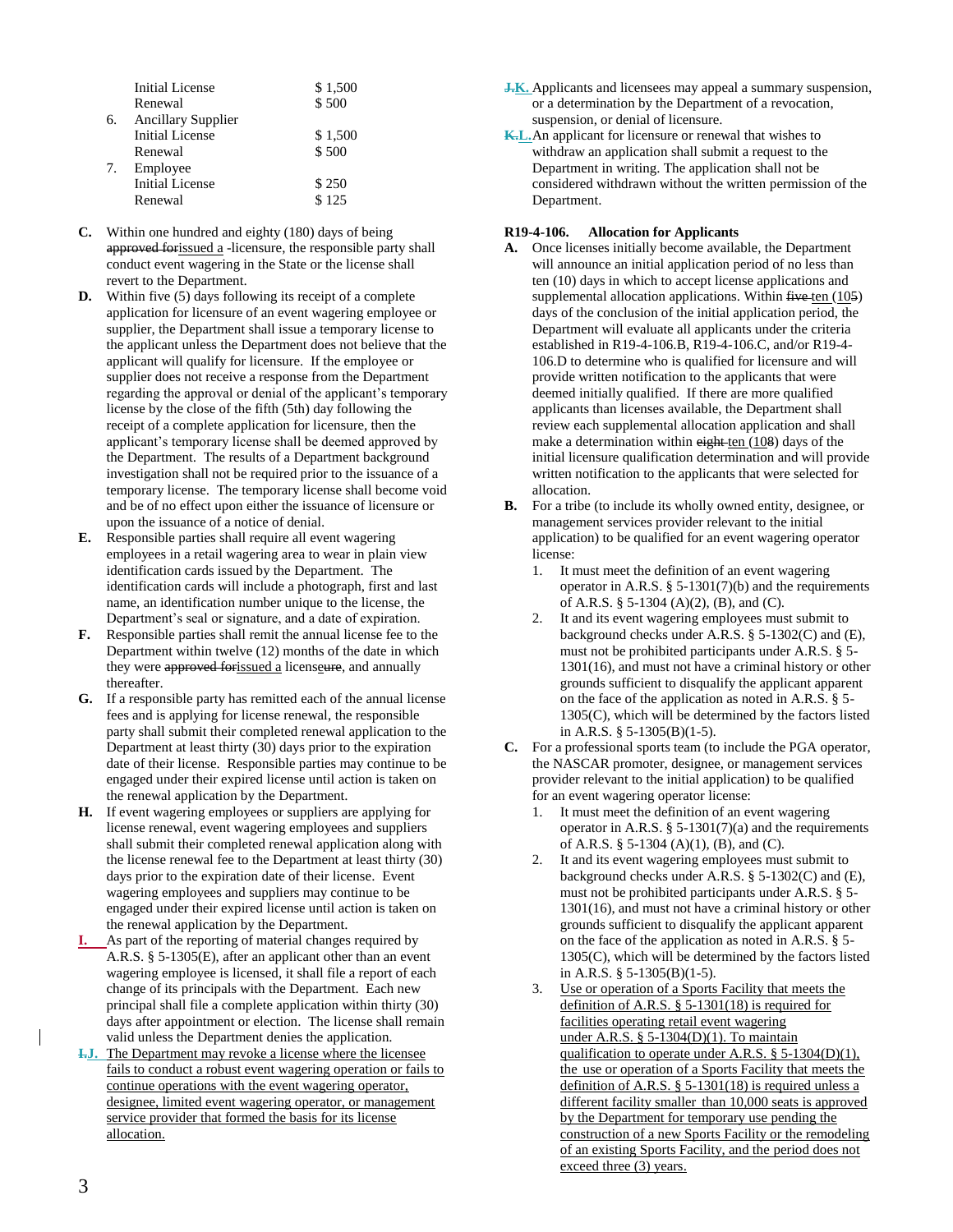| | | |
|---|---|---|
| | Initial License | $ 1,500 |
| | Renewal | $ 500 |
| 6. | Ancillary Supplier | |
| | Initial License | $ 1,500 |
| | Renewal | $ 500 |
| 7. | Employee | |
| | Initial License | $ 250 |
| | Renewal | $ 125 |

**C.** Within one hundred and eighty (180) days of being ~~approved for~~issued a -licensure, the responsible party shall conduct event wagering in the State or the license shall revert to the Department.

**D.** Within five (5) days following its receipt of a complete application for licensure of an event wagering employee or supplier, the Department shall issue a temporary license to the applicant unless the Department does not believe that the applicant will qualify for licensure. If the employee or supplier does not receive a response from the Department regarding the approval or denial of the applicant's temporary license by the close of the fifth (5th) day following the receipt of a complete application for licensure, then the applicant's temporary license shall be deemed approved by the Department. The results of a Department background investigation shall not be required prior to the issuance of a temporary license. The temporary license shall become void and be of no effect upon either the issuance of licensure or upon the issuance of a notice of denial.

**E.** Responsible parties shall require all event wagering employees in a retail wagering area to wear in plain view identification cards issued by the Department. The identification cards will include a photograph, first and last name, an identification number unique to the license, the Department's seal or signature, and a date of expiration.

**F.** Responsible parties shall remit the annual license fee to the Department within twelve (12) months of the date in which they were ~~approved for~~issued a licens~~ure~~e, and annually thereafter.

**G.** If a responsible party has remitted each of the annual license fees and is applying for license renewal, the responsible party shall submit their completed renewal application to the Department at least thirty (30) days prior to the expiration date of their license. Responsible parties may continue to be engaged under their expired license until action is taken on the renewal application by the Department.

**H.** If event wagering employees or suppliers are applying for license renewal, event wagering employees and suppliers shall submit their completed renewal application along with the license renewal fee to the Department at least thirty (30) days prior to the expiration date of their license. Event wagering employees and suppliers may continue to be engaged under their expired license until action is taken on the renewal application by the Department.

**I.** As part of the reporting of material changes required by A.R.S. § 5-1305(E), after an applicant other than an event wagering employee is licensed, it shall file a report of each change of its principals with the Department. Each new principal shall file a complete application within thirty (30) days after appointment or election. The license shall remain valid unless the Department denies the application.

**~~I.~~J.** The Department may revoke a license where the licensee fails to conduct a robust event wagering operation or fails to continue operations with the event wagering operator, designee, limited event wagering operator, or management service provider that formed the basis for its license allocation.

**~~J.~~K.** Applicants and licensees may appeal a summary suspension, or a determination by the Department of a revocation, suspension, or denial of licensure.

**~~K.~~L.** An applicant for licensure or renewal that wishes to withdraw an application shall submit a request to the Department in writing. The application shall not be considered withdrawn without the written permission of the Department.

**R19-4-106. Allocation for Applicants**

**A.** Once licenses initially become available, the Department will announce an initial application period of no less than ten (10) days in which to accept license applications and supplemental allocation applications. Within ~~five~~ ten (10~~5~~) days of the conclusion of the initial application period, the Department will evaluate all applicants under the criteria established in R19-4-106.B, R19-4-106.C, and/or R19-4-106.D to determine who is qualified for licensure and will provide written notification to the applicants that were deemed initially qualified. If there are more qualified applicants than licenses available, the Department shall review each supplemental allocation application and shall make a determination within ~~eight~~ ten (10~~8~~) days of the initial licensure qualification determination and will provide written notification to the applicants that were selected for allocation.

**B.** For a tribe (to include its wholly owned entity, designee, or management services provider relevant to the initial application) to be qualified for an event wagering operator license:

1. It must meet the definition of an event wagering operator in A.R.S. § 5-1301(7)(b) and the requirements of A.R.S. § 5-1304 (A)(2), (B), and (C).
2. It and its event wagering employees must submit to background checks under A.R.S. § 5-1302(C) and (E), must not be prohibited participants under A.R.S. § 5-1301(16), and must not have a criminal history or other grounds sufficient to disqualify the applicant apparent on the face of the application as noted in A.R.S. § 5-1305(C), which will be determined by the factors listed in A.R.S. § 5-1305(B)(1-5).

**C.** For a professional sports team (to include the PGA operator, the NASCAR promoter, designee, or management services provider relevant to the initial application) to be qualified for an event wagering operator license:

1. It must meet the definition of an event wagering operator in A.R.S. § 5-1301(7)(a) and the requirements of A.R.S. § 5-1304 (A)(1), (B), and (C).
2. It and its event wagering employees must submit to background checks under A.R.S. § 5-1302(C) and (E), must not be prohibited participants under A.R.S. § 5-1301(16), and must not have a criminal history or other grounds sufficient to disqualify the applicant apparent on the face of the application as noted in A.R.S. § 5-1305(C), which will be determined by the factors listed in A.R.S. § 5-1305(B)(1-5).
3. Use or operation of a Sports Facility that meets the definition of A.R.S. § 5-1301(18) is required for facilities operating retail event wagering under A.R.S. § 5-1304(D)(1). To maintain qualification to operate under A.R.S. § 5-1304(D)(1), the use or operation of a Sports Facility that meets the definition of A.R.S. § 5-1301(18) is required unless a different facility smaller than 10,000 seats is approved by the Department for temporary use pending the construction of a new Sports Facility or the remodeling of an existing Sports Facility, and the period does not exceed three (3) years.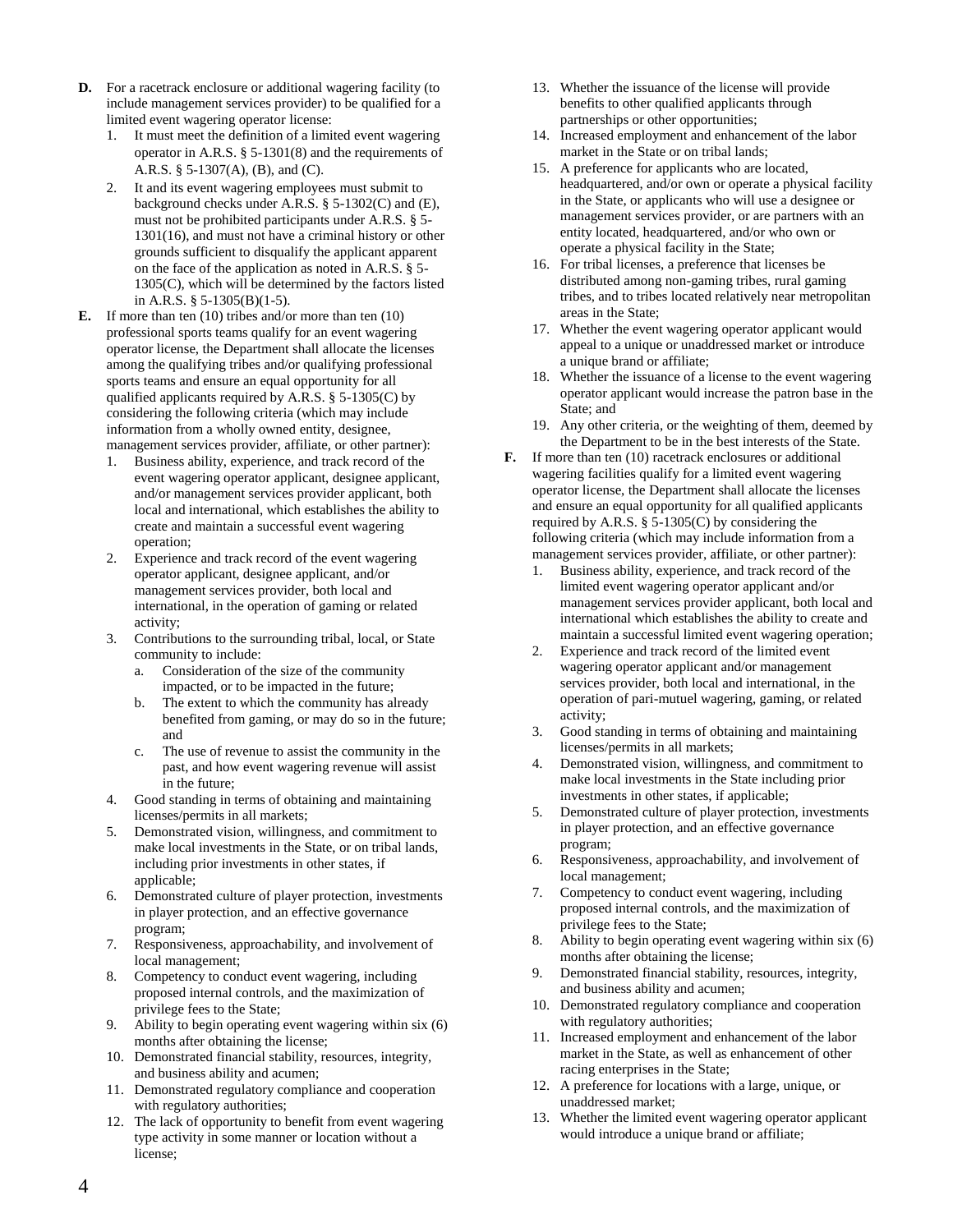**D.** For a racetrack enclosure or additional wagering facility (to include management services provider) to be qualified for a limited event wagering operator license:

1. It must meet the definition of a limited event wagering operator in A.R.S. § 5-1301(8) and the requirements of A.R.S. § 5-1307(A), (B), and (C).
2. It and its event wagering employees must submit to background checks under A.R.S. § 5-1302(C) and (E), must not be prohibited participants under A.R.S. § 5-1301(16), and must not have a criminal history or other grounds sufficient to disqualify the applicant apparent on the face of the application as noted in A.R.S. § 5-1305(C), which will be determined by the factors listed in A.R.S. § 5-1305(B)(1-5).

**E.** If more than ten (10) tribes and/or more than ten (10) professional sports teams qualify for an event wagering operator license, the Department shall allocate the licenses among the qualifying tribes and/or qualifying professional sports teams and ensure an equal opportunity for all qualified applicants required by A.R.S. § 5-1305(C) by considering the following criteria (which may include information from a wholly owned entity, designee, management services provider, affiliate, or other partner):

1. Business ability, experience, and track record of the event wagering operator applicant, designee applicant, and/or management services provider applicant, both local and international, which establishes the ability to create and maintain a successful event wagering operation;
2. Experience and track record of the event wagering operator applicant, designee applicant, and/or management services provider, both local and international, in the operation of gaming or related activity;
3. Contributions to the surrounding tribal, local, or State community to include:
   a. Consideration of the size of the community impacted, or to be impacted in the future;
   b. The extent to which the community has already benefited from gaming, or may do so in the future; and
   c. The use of revenue to assist the community in the past, and how event wagering revenue will assist in the future;
4. Good standing in terms of obtaining and maintaining licenses/permits in all markets;
5. Demonstrated vision, willingness, and commitment to make local investments in the State, or on tribal lands, including prior investments in other states, if applicable;
6. Demonstrated culture of player protection, investments in player protection, and an effective governance program;
7. Responsiveness, approachability, and involvement of local management;
8. Competency to conduct event wagering, including proposed internal controls, and the maximization of privilege fees to the State;
9. Ability to begin operating event wagering within six (6) months after obtaining the license;
10. Demonstrated financial stability, resources, integrity, and business ability and acumen;
11. Demonstrated regulatory compliance and cooperation with regulatory authorities;
12. The lack of opportunity to benefit from event wagering type activity in some manner or location without a license;
13. Whether the issuance of the license will provide benefits to other qualified applicants through partnerships or other opportunities;
14. Increased employment and enhancement of the labor market in the State or on tribal lands;
15. A preference for applicants who are located, headquartered, and/or own or operate a physical facility in the State, or applicants who will use a designee or management services provider, or are partners with an entity located, headquartered, and/or who own or operate a physical facility in the State;
16. For tribal licenses, a preference that licenses be distributed among non-gaming tribes, rural gaming tribes, and to tribes located relatively near metropolitan areas in the State;
17. Whether the event wagering operator applicant would appeal to a unique or unaddressed market or introduce a unique brand or affiliate;
18. Whether the issuance of a license to the event wagering operator applicant would increase the patron base in the State; and
19. Any other criteria, or the weighting of them, deemed by the Department to be in the best interests of the State.

**F.** If more than ten (10) racetrack enclosures or additional wagering facilities qualify for a limited event wagering operator license, the Department shall allocate the licenses and ensure an equal opportunity for all qualified applicants required by A.R.S. § 5-1305(C) by considering the following criteria (which may include information from a management services provider, affiliate, or other partner):

1. Business ability, experience, and track record of the limited event wagering operator applicant and/or management services provider applicant, both local and international which establishes the ability to create and maintain a successful limited event wagering operation;
2. Experience and track record of the limited event wagering operator applicant and/or management services provider, both local and international, in the operation of pari-mutuel wagering, gaming, or related activity;
3. Good standing in terms of obtaining and maintaining licenses/permits in all markets;
4. Demonstrated vision, willingness, and commitment to make local investments in the State including prior investments in other states, if applicable;
5. Demonstrated culture of player protection, investments in player protection, and an effective governance program;
6. Responsiveness, approachability, and involvement of local management;
7. Competency to conduct event wagering, including proposed internal controls, and the maximization of privilege fees to the State;
8. Ability to begin operating event wagering within six (6) months after obtaining the license;
9. Demonstrated financial stability, resources, integrity, and business ability and acumen;
10. Demonstrated regulatory compliance and cooperation with regulatory authorities;
11. Increased employment and enhancement of the labor market in the State, as well as enhancement of other racing enterprises in the State;
12. A preference for locations with a large, unique, or unaddressed market;
13. Whether the limited event wagering operator applicant would introduce a unique brand or affiliate;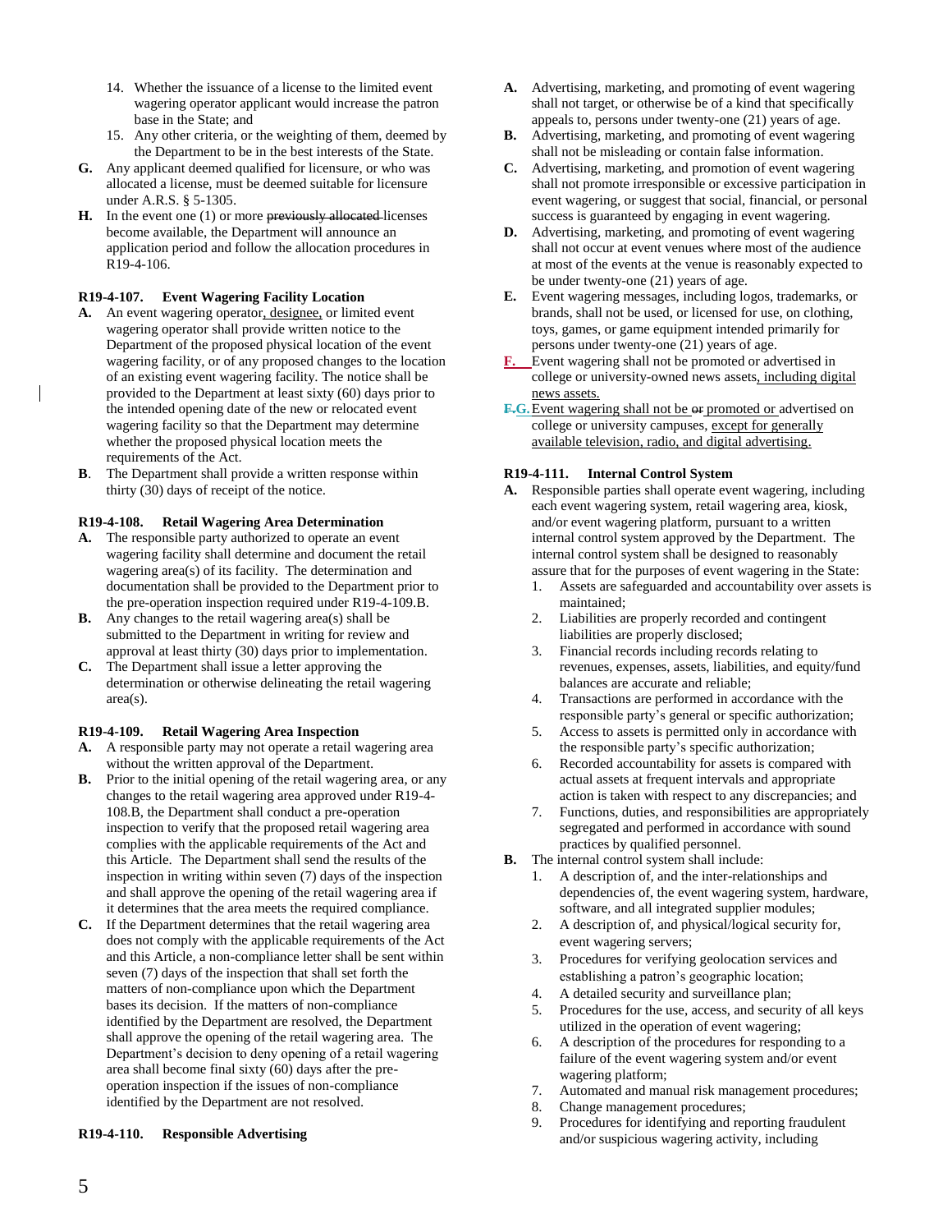14. Whether the issuance of a license to the limited event wagering operator applicant would increase the patron base in the State; and
15. Any other criteria, or the weighting of them, deemed by the Department to be in the best interests of the State.

**G.** Any applicant deemed qualified for licensure, or who was allocated a license, must be deemed suitable for licensure under A.R.S. § 5-1305.

**H.** In the event one (1) or more ~~previously allocated~~ licenses become available, the Department will announce an application period and follow the allocation procedures in R19-4-106.

### R19-4-107. Event Wagering Facility Location

**A.** An event wagering operator, designee, or limited event wagering operator shall provide written notice to the Department of the proposed physical location of the event wagering facility, or of any proposed changes to the location of an existing event wagering facility. The notice shall be provided to the Department at least sixty (60) days prior to the intended opening date of the new or relocated event wagering facility so that the Department may determine whether the proposed physical location meets the requirements of the Act.

**B**. The Department shall provide a written response within thirty (30) days of receipt of the notice.

### R19-4-108. Retail Wagering Area Determination

**A.** The responsible party authorized to operate an event wagering facility shall determine and document the retail wagering area(s) of its facility. The determination and documentation shall be provided to the Department prior to the pre-operation inspection required under R19-4-109.B.

**B.** Any changes to the retail wagering area(s) shall be submitted to the Department in writing for review and approval at least thirty (30) days prior to implementation.

**C.** The Department shall issue a letter approving the determination or otherwise delineating the retail wagering area(s).

### R19-4-109. Retail Wagering Area Inspection

**A.** A responsible party may not operate a retail wagering area without the written approval of the Department.

**B.** Prior to the initial opening of the retail wagering area, or any changes to the retail wagering area approved under R19-4-108.B, the Department shall conduct a pre-operation inspection to verify that the proposed retail wagering area complies with the applicable requirements of the Act and this Article. The Department shall send the results of the inspection in writing within seven (7) days of the inspection and shall approve the opening of the retail wagering area if it determines that the area meets the required compliance.

**C.** If the Department determines that the retail wagering area does not comply with the applicable requirements of the Act and this Article, a non-compliance letter shall be sent within seven (7) days of the inspection that shall set forth the matters of non-compliance upon which the Department bases its decision. If the matters of non-compliance identified by the Department are resolved, the Department shall approve the opening of the retail wagering area. The Department's decision to deny opening of a retail wagering area shall become final sixty (60) days after the pre-operation inspection if the issues of non-compliance identified by the Department are not resolved.

### R19-4-110. Responsible Advertising

**A.** Advertising, marketing, and promoting of event wagering shall not target, or otherwise be of a kind that specifically appeals to, persons under twenty-one (21) years of age.

**B.** Advertising, marketing, and promoting of event wagering shall not be misleading or contain false information.

**C.** Advertising, marketing, and promotion of event wagering shall not promote irresponsible or excessive participation in event wagering, or suggest that social, financial, or personal success is guaranteed by engaging in event wagering.

**D.** Advertising, marketing, and promoting of event wagering shall not occur at event venues where most of the audience at most of the events at the venue is reasonably expected to be under twenty-one (21) years of age.

**E.** Event wagering messages, including logos, trademarks, or brands, shall not be used, or licensed for use, on clothing, toys, games, or game equipment intended primarily for persons under twenty-one (21) years of age.

**F.** Event wagering shall not be promoted or advertised in college or university-owned news assets, including digital news assets.

**~~F.~~G.** Event wagering shall not be ~~or~~ promoted or advertised on college or university campuses, except for generally available television, radio, and digital advertising.

### R19-4-111. Internal Control System

**A.** Responsible parties shall operate event wagering, including each event wagering system, retail wagering area, kiosk, and/or event wagering platform, pursuant to a written internal control system approved by the Department. The internal control system shall be designed to reasonably assure that for the purposes of event wagering in the State:

1. Assets are safeguarded and accountability over assets is maintained;
2. Liabilities are properly recorded and contingent liabilities are properly disclosed;
3. Financial records including records relating to revenues, expenses, assets, liabilities, and equity/fund balances are accurate and reliable;
4. Transactions are performed in accordance with the responsible party's general or specific authorization;
5. Access to assets is permitted only in accordance with the responsible party's specific authorization;
6. Recorded accountability for assets is compared with actual assets at frequent intervals and appropriate action is taken with respect to any discrepancies; and
7. Functions, duties, and responsibilities are appropriately segregated and performed in accordance with sound practices by qualified personnel.

**B.** The internal control system shall include:

1. A description of, and the inter-relationships and dependencies of, the event wagering system, hardware, software, and all integrated supplier modules;
2. A description of, and physical/logical security for, event wagering servers;
3. Procedures for verifying geolocation services and establishing a patron's geographic location;
4. A detailed security and surveillance plan;
5. Procedures for the use, access, and security of all keys utilized in the operation of event wagering;
6. A description of the procedures for responding to a failure of the event wagering system and/or event wagering platform;
7. Automated and manual risk management procedures;
8. Change management procedures;
9. Procedures for identifying and reporting fraudulent and/or suspicious wagering activity, including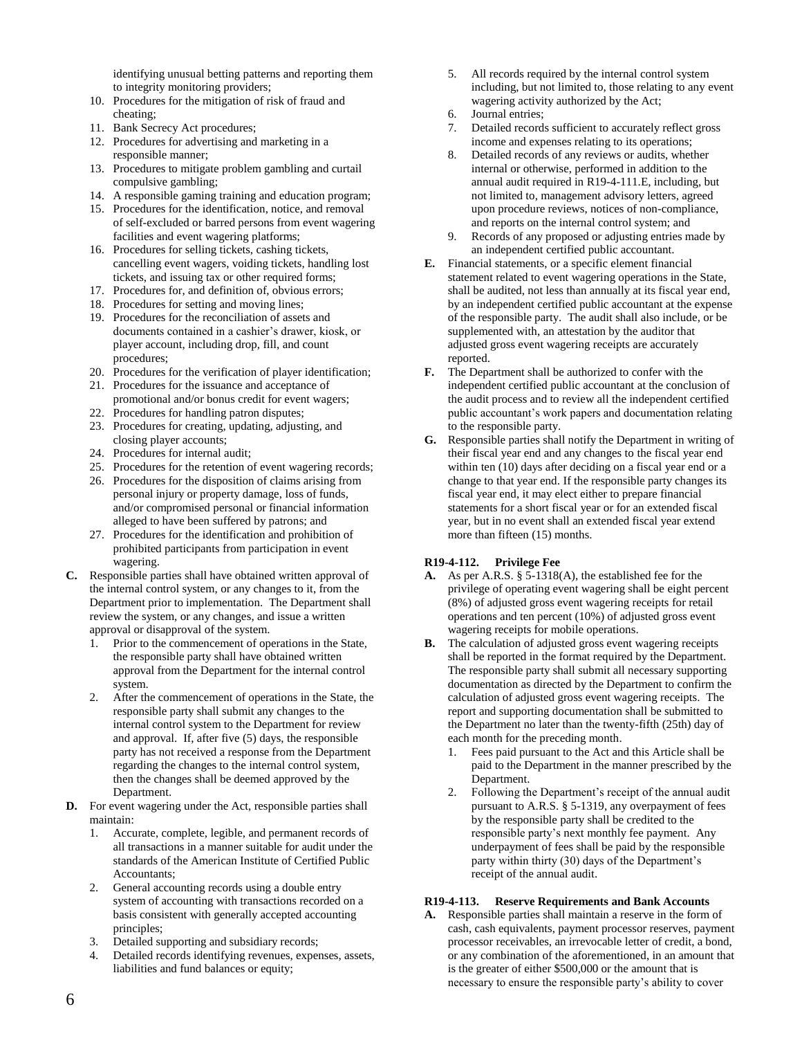identifying unusual betting patterns and reporting them to integrity monitoring providers;

10. Procedures for the mitigation of risk of fraud and cheating;
11. Bank Secrecy Act procedures;
12. Procedures for advertising and marketing in a responsible manner;
13. Procedures to mitigate problem gambling and curtail compulsive gambling;
14. A responsible gaming training and education program;
15. Procedures for the identification, notice, and removal of self-excluded or barred persons from event wagering facilities and event wagering platforms;
16. Procedures for selling tickets, cashing tickets, cancelling event wagers, voiding tickets, handling lost tickets, and issuing tax or other required forms;
17. Procedures for, and definition of, obvious errors;
18. Procedures for setting and moving lines;
19. Procedures for the reconciliation of assets and documents contained in a cashier's drawer, kiosk, or player account, including drop, fill, and count procedures;
20. Procedures for the verification of player identification;
21. Procedures for the issuance and acceptance of promotional and/or bonus credit for event wagers;
22. Procedures for handling patron disputes;
23. Procedures for creating, updating, adjusting, and closing player accounts;
24. Procedures for internal audit;
25. Procedures for the retention of event wagering records;
26. Procedures for the disposition of claims arising from personal injury or property damage, loss of funds, and/or compromised personal or financial information alleged to have been suffered by patrons; and
27. Procedures for the identification and prohibition of prohibited participants from participation in event wagering.

**C.** Responsible parties shall have obtained written approval of the internal control system, or any changes to it, from the Department prior to implementation. The Department shall review the system, or any changes, and issue a written approval or disapproval of the system.

1. Prior to the commencement of operations in the State, the responsible party shall have obtained written approval from the Department for the internal control system.
2. After the commencement of operations in the State, the responsible party shall submit any changes to the internal control system to the Department for review and approval. If, after five (5) days, the responsible party has not received a response from the Department regarding the changes to the internal control system, then the changes shall be deemed approved by the Department.

**D.** For event wagering under the Act, responsible parties shall maintain:

1. Accurate, complete, legible, and permanent records of all transactions in a manner suitable for audit under the standards of the American Institute of Certified Public Accountants;
2. General accounting records using a double entry system of accounting with transactions recorded on a basis consistent with generally accepted accounting principles;
3. Detailed supporting and subsidiary records;
4. Detailed records identifying revenues, expenses, assets, liabilities and fund balances or equity;
5. All records required by the internal control system including, but not limited to, those relating to any event wagering activity authorized by the Act;
6. Journal entries;
7. Detailed records sufficient to accurately reflect gross income and expenses relating to its operations;
8. Detailed records of any reviews or audits, whether internal or otherwise, performed in addition to the annual audit required in R19-4-111.E, including, but not limited to, management advisory letters, agreed upon procedure reviews, notices of non-compliance, and reports on the internal control system; and
9. Records of any proposed or adjusting entries made by an independent certified public accountant.

**E.** Financial statements, or a specific element financial statement related to event wagering operations in the State, shall be audited, not less than annually at its fiscal year end, by an independent certified public accountant at the expense of the responsible party. The audit shall also include, or be supplemented with, an attestation by the auditor that adjusted gross event wagering receipts are accurately reported.

**F.** The Department shall be authorized to confer with the independent certified public accountant at the conclusion of the audit process and to review all the independent certified public accountant's work papers and documentation relating to the responsible party.

**G.** Responsible parties shall notify the Department in writing of their fiscal year end and any changes to the fiscal year end within ten (10) days after deciding on a fiscal year end or a change to that year end. If the responsible party changes its fiscal year end, it may elect either to prepare financial statements for a short fiscal year or for an extended fiscal year, but in no event shall an extended fiscal year extend more than fifteen (15) months.

**R19-4-112. Privilege Fee**

**A.** As per A.R.S. § 5-1318(A), the established fee for the privilege of operating event wagering shall be eight percent (8%) of adjusted gross event wagering receipts for retail operations and ten percent (10%) of adjusted gross event wagering receipts for mobile operations.

**B.** The calculation of adjusted gross event wagering receipts shall be reported in the format required by the Department. The responsible party shall submit all necessary supporting documentation as directed by the Department to confirm the calculation of adjusted gross event wagering receipts. The report and supporting documentation shall be submitted to the Department no later than the twenty-fifth (25th) day of each month for the preceding month.

1. Fees paid pursuant to the Act and this Article shall be paid to the Department in the manner prescribed by the Department.
2. Following the Department's receipt of the annual audit pursuant to A.R.S. § 5-1319, any overpayment of fees by the responsible party shall be credited to the responsible party's next monthly fee payment. Any underpayment of fees shall be paid by the responsible party within thirty (30) days of the Department's receipt of the annual audit.

**R19-4-113. Reserve Requirements and Bank Accounts**

**A.** Responsible parties shall maintain a reserve in the form of cash, cash equivalents, payment processor reserves, payment processor receivables, an irrevocable letter of credit, a bond, or any combination of the aforementioned, in an amount that is the greater of either $500,000 or the amount that is necessary to ensure the responsible party's ability to cover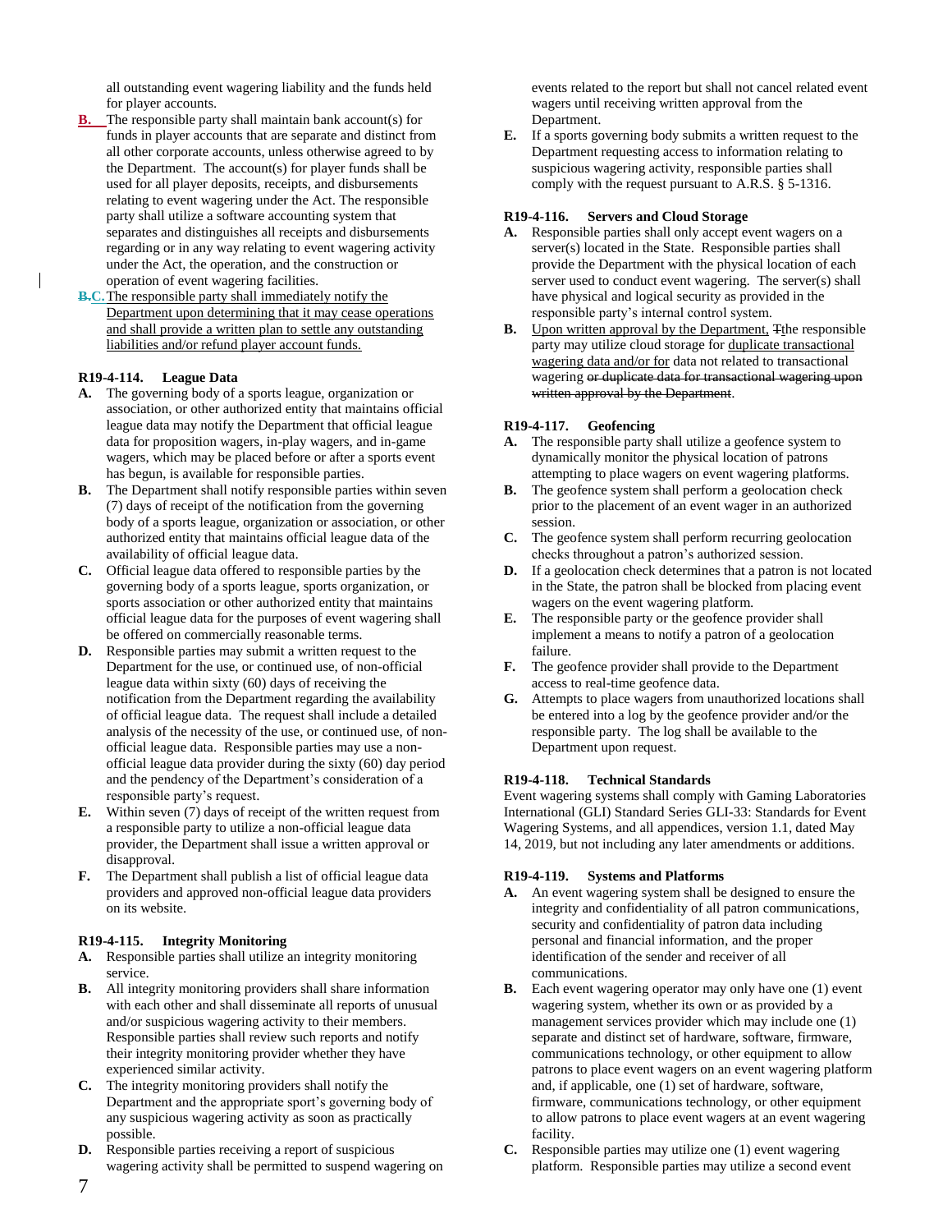all outstanding event wagering liability and the funds held for player accounts.

**B.** The responsible party shall maintain bank account(s) for funds in player accounts that are separate and distinct from all other corporate accounts, unless otherwise agreed to by the Department. The account(s) for player funds shall be used for all player deposits, receipts, and disbursements relating to event wagering under the Act. The responsible party shall utilize a software accounting system that separates and distinguishes all receipts and disbursements regarding or in any way relating to event wagering activity under the Act, the operation, and the construction or operation of event wagering facilities.

**~~B.~~C.** The responsible party shall immediately notify the Department upon determining that it may cease operations and shall provide a written plan to settle any outstanding liabilities and/or refund player account funds.

**R19-4-114. League Data**

**A.** The governing body of a sports league, organization or association, or other authorized entity that maintains official league data may notify the Department that official league data for proposition wagers, in-play wagers, and in-game wagers, which may be placed before or after a sports event has begun, is available for responsible parties.

**B.** The Department shall notify responsible parties within seven (7) days of receipt of the notification from the governing body of a sports league, organization or association, or other authorized entity that maintains official league data of the availability of official league data.

**C.** Official league data offered to responsible parties by the governing body of a sports league, sports organization, or sports association or other authorized entity that maintains official league data for the purposes of event wagering shall be offered on commercially reasonable terms.

**D.** Responsible parties may submit a written request to the Department for the use, or continued use, of non-official league data within sixty (60) days of receiving the notification from the Department regarding the availability of official league data. The request shall include a detailed analysis of the necessity of the use, or continued use, of non-official league data. Responsible parties may use a non-official league data provider during the sixty (60) day period and the pendency of the Department's consideration of a responsible party's request.

**E.** Within seven (7) days of receipt of the written request from a responsible party to utilize a non-official league data provider, the Department shall issue a written approval or disapproval.

**F.** The Department shall publish a list of official league data providers and approved non-official league data providers on its website.

**R19-4-115. Integrity Monitoring**

**A.** Responsible parties shall utilize an integrity monitoring service.

**B.** All integrity monitoring providers shall share information with each other and shall disseminate all reports of unusual and/or suspicious wagering activity to their members. Responsible parties shall review such reports and notify their integrity monitoring provider whether they have experienced similar activity.

**C.** The integrity monitoring providers shall notify the Department and the appropriate sport's governing body of any suspicious wagering activity as soon as practically possible.

**D.** Responsible parties receiving a report of suspicious wagering activity shall be permitted to suspend wagering on events related to the report but shall not cancel related event wagers until receiving written approval from the Department.

**E.** If a sports governing body submits a written request to the Department requesting access to information relating to suspicious wagering activity, responsible parties shall comply with the request pursuant to A.R.S. § 5-1316.

**R19-4-116. Servers and Cloud Storage**

**A.** Responsible parties shall only accept event wagers on a server(s) located in the State. Responsible parties shall provide the Department with the physical location of each server used to conduct event wagering. The server(s) shall have physical and logical security as provided in the responsible party's internal control system.

**B.** Upon written approval by the Department, ~~T~~the responsible party may utilize cloud storage for duplicate transactional wagering data and/or for data not related to transactional wagering ~~or duplicate data for transactional wagering upon written approval by the Department~~.

**R19-4-117. Geofencing**

**A.** The responsible party shall utilize a geofence system to dynamically monitor the physical location of patrons attempting to place wagers on event wagering platforms.

**B.** The geofence system shall perform a geolocation check prior to the placement of an event wager in an authorized session.

**C.** The geofence system shall perform recurring geolocation checks throughout a patron's authorized session.

**D.** If a geolocation check determines that a patron is not located in the State, the patron shall be blocked from placing event wagers on the event wagering platform.

**E.** The responsible party or the geofence provider shall implement a means to notify a patron of a geolocation failure.

**F.** The geofence provider shall provide to the Department access to real-time geofence data.

**G.** Attempts to place wagers from unauthorized locations shall be entered into a log by the geofence provider and/or the responsible party. The log shall be available to the Department upon request.

**R19-4-118. Technical Standards**

Event wagering systems shall comply with Gaming Laboratories International (GLI) Standard Series GLI-33: Standards for Event Wagering Systems, and all appendices, version 1.1, dated May 14, 2019, but not including any later amendments or additions.

**R19-4-119. Systems and Platforms**

**A.** An event wagering system shall be designed to ensure the integrity and confidentiality of all patron communications, security and confidentiality of patron data including personal and financial information, and the proper identification of the sender and receiver of all communications.

**B.** Each event wagering operator may only have one (1) event wagering system, whether its own or as provided by a management services provider which may include one (1) separate and distinct set of hardware, software, firmware, communications technology, or other equipment to allow patrons to place event wagers on an event wagering platform and, if applicable, one (1) set of hardware, software, firmware, communications technology, or other equipment to allow patrons to place event wagers at an event wagering facility.

**C.** Responsible parties may utilize one (1) event wagering platform. Responsible parties may utilize a second event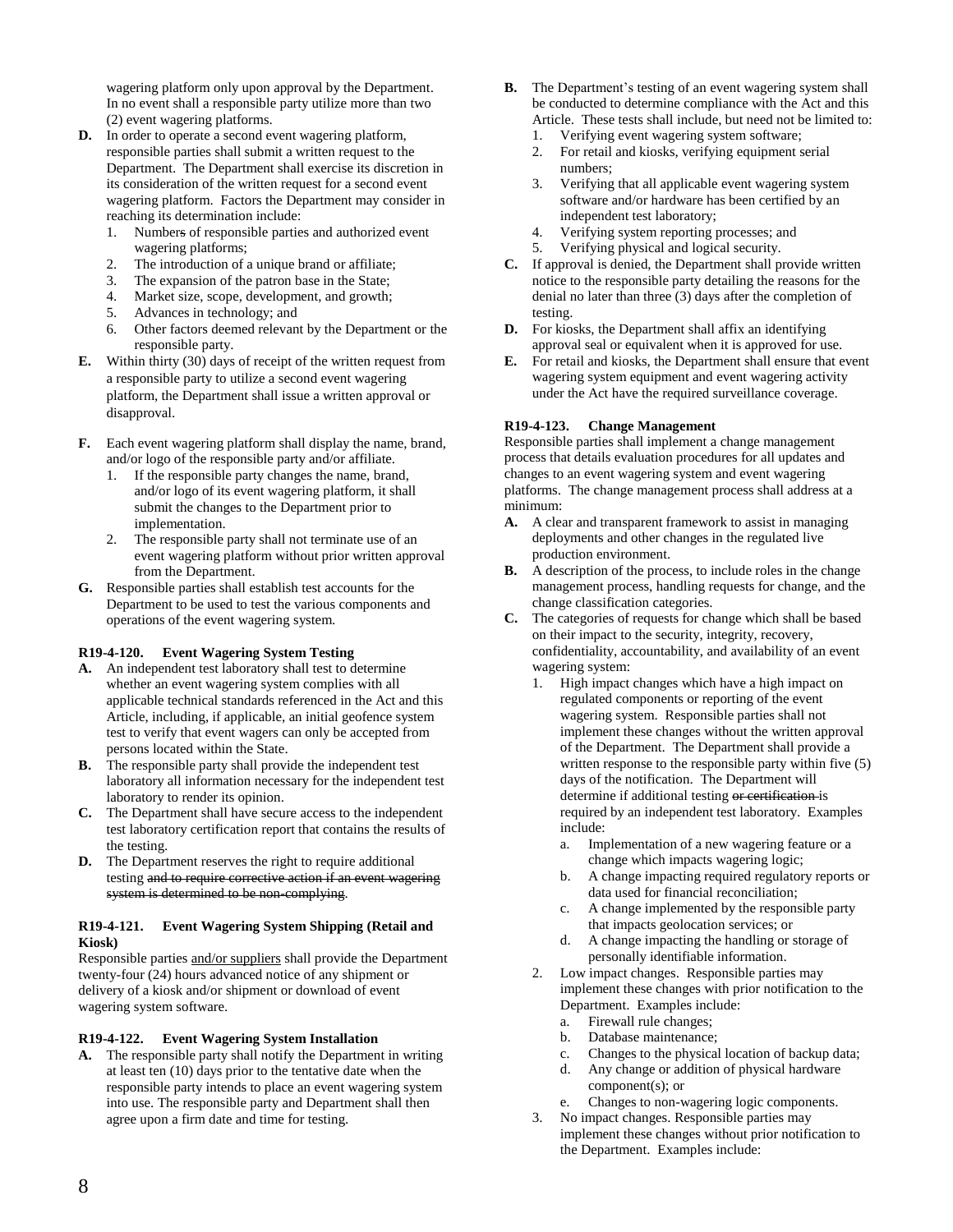wagering platform only upon approval by the Department. In no event shall a responsible party utilize more than two (2) event wagering platforms.

**D.** In order to operate a second event wagering platform, responsible parties shall submit a written request to the Department. The Department shall exercise its discretion in its consideration of the written request for a second event wagering platform. Factors the Department may consider in reaching its determination include:

1. Numbers of responsible parties and authorized event wagering platforms;
2. The introduction of a unique brand or affiliate;
3. The expansion of the patron base in the State;
4. Market size, scope, development, and growth;
5. Advances in technology; and
6. Other factors deemed relevant by the Department or the responsible party.

**E.** Within thirty (30) days of receipt of the written request from a responsible party to utilize a second event wagering platform, the Department shall issue a written approval or disapproval.

**F.** Each event wagering platform shall display the name, brand, and/or logo of the responsible party and/or affiliate.

1. If the responsible party changes the name, brand, and/or logo of its event wagering platform, it shall submit the changes to the Department prior to implementation.
2. The responsible party shall not terminate use of an event wagering platform without prior written approval from the Department.

**G.** Responsible parties shall establish test accounts for the Department to be used to test the various components and operations of the event wagering system.

**R19-4-120. Event Wagering System Testing**

**A.** An independent test laboratory shall test to determine whether an event wagering system complies with all applicable technical standards referenced in the Act and this Article, including, if applicable, an initial geofence system test to verify that event wagers can only be accepted from persons located within the State.

**B.** The responsible party shall provide the independent test laboratory all information necessary for the independent test laboratory to render its opinion.

**C.** The Department shall have secure access to the independent test laboratory certification report that contains the results of the testing.

**D.** The Department reserves the right to require additional testing ~~and to require corrective action if an event wagering system is determined to be non-complying~~.

**R19-4-121. Event Wagering System Shipping (Retail and Kiosk)**

Responsible parties and/or suppliers shall provide the Department twenty-four (24) hours advanced notice of any shipment or delivery of a kiosk and/or shipment or download of event wagering system software.

**R19-4-122. Event Wagering System Installation**

**A.** The responsible party shall notify the Department in writing at least ten (10) days prior to the tentative date when the responsible party intends to place an event wagering system into use. The responsible party and Department shall then agree upon a firm date and time for testing.

**B.** The Department's testing of an event wagering system shall be conducted to determine compliance with the Act and this Article. These tests shall include, but need not be limited to:

1. Verifying event wagering system software;
2. For retail and kiosks, verifying equipment serial numbers;
3. Verifying that all applicable event wagering system software and/or hardware has been certified by an independent test laboratory;
4. Verifying system reporting processes; and
5. Verifying physical and logical security.

**C.** If approval is denied, the Department shall provide written notice to the responsible party detailing the reasons for the denial no later than three (3) days after the completion of testing.

**D.** For kiosks, the Department shall affix an identifying approval seal or equivalent when it is approved for use.

**E.** For retail and kiosks, the Department shall ensure that event wagering system equipment and event wagering activity under the Act have the required surveillance coverage.

**R19-4-123. Change Management**

Responsible parties shall implement a change management process that details evaluation procedures for all updates and changes to an event wagering system and event wagering platforms. The change management process shall address at a minimum:

**A.** A clear and transparent framework to assist in managing deployments and other changes in the regulated live production environment.

**B.** A description of the process, to include roles in the change management process, handling requests for change, and the change classification categories.

**C.** The categories of requests for change which shall be based on their impact to the security, integrity, recovery, confidentiality, accountability, and availability of an event wagering system:

1. High impact changes which have a high impact on regulated components or reporting of the event wagering system. Responsible parties shall not implement these changes without the written approval of the Department. The Department shall provide a written response to the responsible party within five (5) days of the notification. The Department will determine if additional testing ~~or certification~~ is required by an independent test laboratory. Examples include:
   a. Implementation of a new wagering feature or a change which impacts wagering logic;
   b. A change impacting required regulatory reports or data used for financial reconciliation;
   c. A change implemented by the responsible party that impacts geolocation services; or
   d. A change impacting the handling or storage of personally identifiable information.
2. Low impact changes. Responsible parties may implement these changes with prior notification to the Department. Examples include:
   a. Firewall rule changes;
   b. Database maintenance;
   c. Changes to the physical location of backup data;
   d. Any change or addition of physical hardware component(s); or
   e. Changes to non-wagering logic components.
3. No impact changes. Responsible parties may implement these changes without prior notification to the Department. Examples include: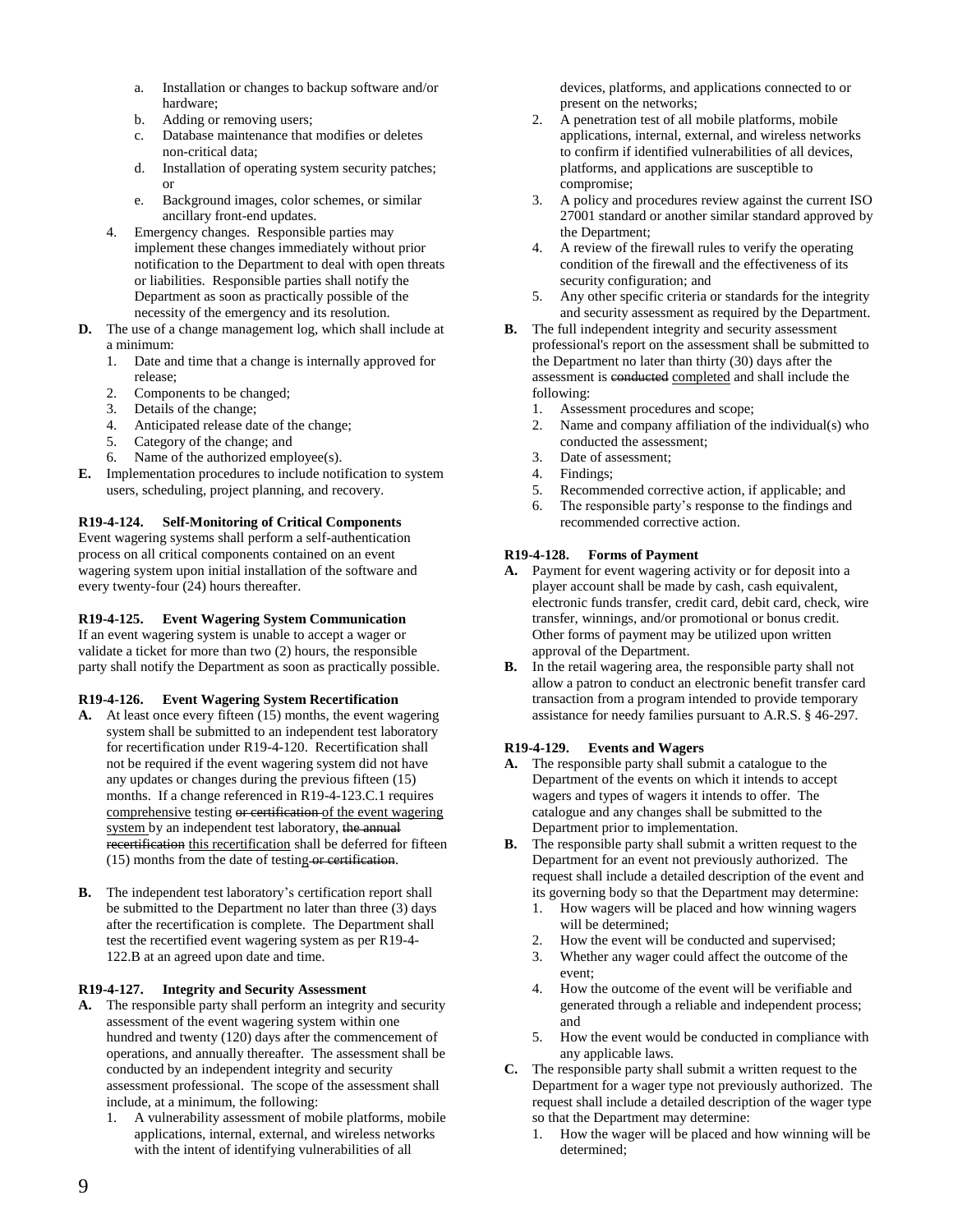a. Installation or changes to backup software and/or hardware;
b. Adding or removing users;
c. Database maintenance that modifies or deletes non-critical data;
d. Installation of operating system security patches; or
e. Background images, color schemes, or similar ancillary front-end updates.

4. Emergency changes. Responsible parties may implement these changes immediately without prior notification to the Department to deal with open threats or liabilities. Responsible parties shall notify the Department as soon as practically possible of the necessity of the emergency and its resolution.

**D.** The use of a change management log, which shall include at a minimum:
1. Date and time that a change is internally approved for release;
2. Components to be changed;
3. Details of the change;
4. Anticipated release date of the change;
5. Category of the change; and
6. Name of the authorized employee(s).

**E.** Implementation procedures to include notification to system users, scheduling, project planning, and recovery.

**R19-4-124. Self-Monitoring of Critical Components**

Event wagering systems shall perform a self-authentication process on all critical components contained on an event wagering system upon initial installation of the software and every twenty-four (24) hours thereafter.

**R19-4-125. Event Wagering System Communication**

If an event wagering system is unable to accept a wager or validate a ticket for more than two (2) hours, the responsible party shall notify the Department as soon as practically possible.

**R19-4-126. Event Wagering System Recertification**

**A.** At least once every fifteen (15) months, the event wagering system shall be submitted to an independent test laboratory for recertification under R19-4-120. Recertification shall not be required if the event wagering system did not have any updates or changes during the previous fifteen (15) months. If a change referenced in R19-4-123.C.1 requires comprehensive testing ~~or certification~~ of the event wagering system by an independent test laboratory, ~~the annual recertification~~ this recertification shall be deferred for fifteen (15) months from the date of testing ~~or certification~~.

**B.** The independent test laboratory's certification report shall be submitted to the Department no later than three (3) days after the recertification is complete. The Department shall test the recertified event wagering system as per R19-4-122.B at an agreed upon date and time.

**R19-4-127. Integrity and Security Assessment**

**A.** The responsible party shall perform an integrity and security assessment of the event wagering system within one hundred and twenty (120) days after the commencement of operations, and annually thereafter. The assessment shall be conducted by an independent integrity and security assessment professional. The scope of the assessment shall include, at a minimum, the following:
1. A vulnerability assessment of mobile platforms, mobile applications, internal, external, and wireless networks with the intent of identifying vulnerabilities of all devices, platforms, and applications connected to or present on the networks;
2. A penetration test of all mobile platforms, mobile applications, internal, external, and wireless networks to confirm if identified vulnerabilities of all devices, platforms, and applications are susceptible to compromise;
3. A policy and procedures review against the current ISO 27001 standard or another similar standard approved by the Department;
4. A review of the firewall rules to verify the operating condition of the firewall and the effectiveness of its security configuration; and
5. Any other specific criteria or standards for the integrity and security assessment as required by the Department.

**B.** The full independent integrity and security assessment professional's report on the assessment shall be submitted to the Department no later than thirty (30) days after the assessment is ~~conducted~~ completed and shall include the following:
1. Assessment procedures and scope;
2. Name and company affiliation of the individual(s) who conducted the assessment;
3. Date of assessment;
4. Findings;
5. Recommended corrective action, if applicable; and
6. The responsible party's response to the findings and recommended corrective action.

**R19-4-128. Forms of Payment**

**A.** Payment for event wagering activity or for deposit into a player account shall be made by cash, cash equivalent, electronic funds transfer, credit card, debit card, check, wire transfer, winnings, and/or promotional or bonus credit. Other forms of payment may be utilized upon written approval of the Department.

**B.** In the retail wagering area, the responsible party shall not allow a patron to conduct an electronic benefit transfer card transaction from a program intended to provide temporary assistance for needy families pursuant to A.R.S. § 46-297.

**R19-4-129. Events and Wagers**

**A.** The responsible party shall submit a catalogue to the Department of the events on which it intends to accept wagers and types of wagers it intends to offer. The catalogue and any changes shall be submitted to the Department prior to implementation.

**B.** The responsible party shall submit a written request to the Department for an event not previously authorized. The request shall include a detailed description of the event and its governing body so that the Department may determine:
1. How wagers will be placed and how winning wagers will be determined;
2. How the event will be conducted and supervised;
3. Whether any wager could affect the outcome of the event;
4. How the outcome of the event will be verifiable and generated through a reliable and independent process; and
5. How the event would be conducted in compliance with any applicable laws.

**C.** The responsible party shall submit a written request to the Department for a wager type not previously authorized. The request shall include a detailed description of the wager type so that the Department may determine:
1. How the wager will be placed and how winning will be determined;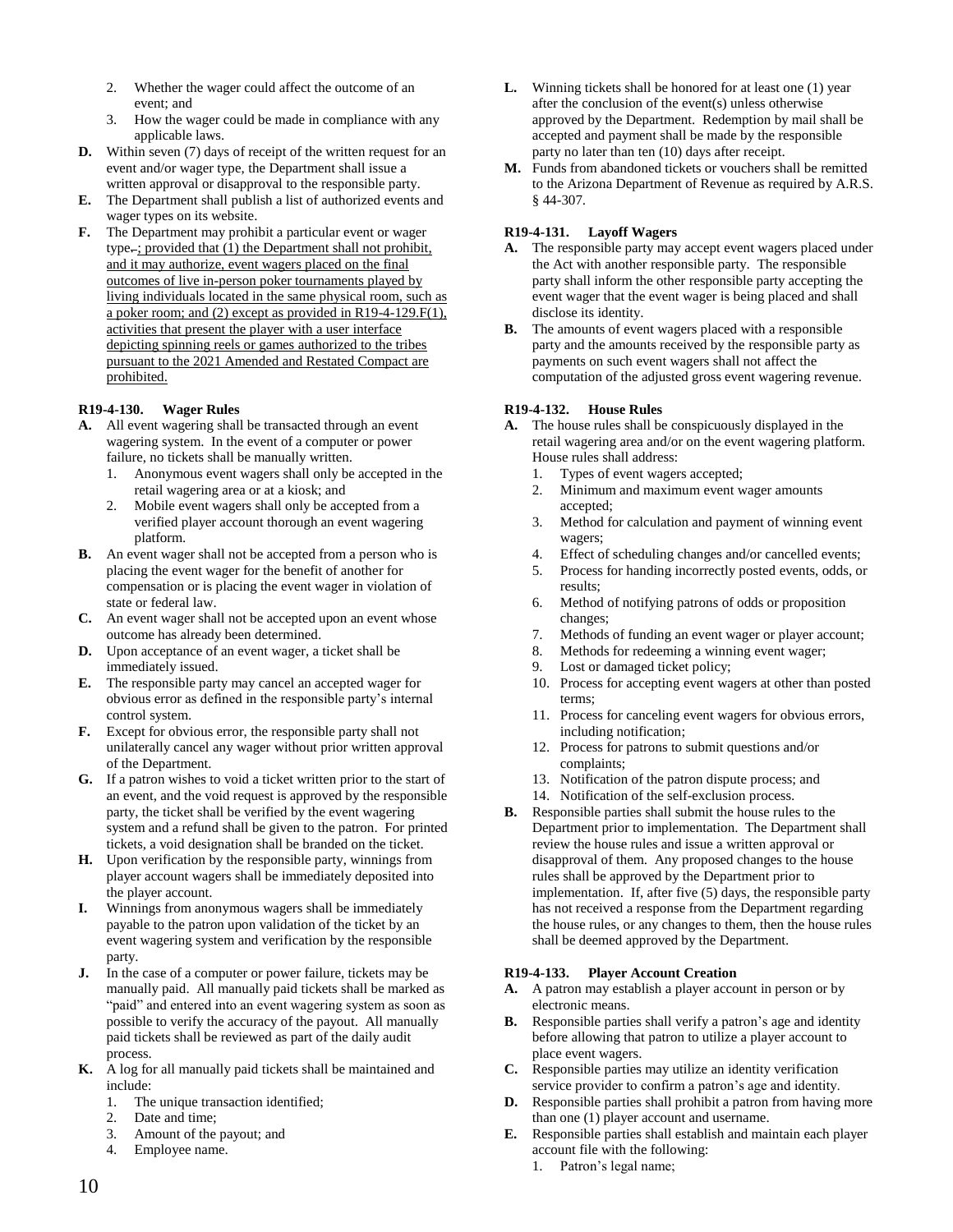2. Whether the wager could affect the outcome of an event; and
3. How the wager could be made in compliance with any applicable laws.

**D.** Within seven (7) days of receipt of the written request for an event and/or wager type, the Department shall issue a written approval or disapproval to the responsible party.

**E.** The Department shall publish a list of authorized events and wager types on its website.

**F.** The Department may prohibit a particular event or wager type. ; provided that (1) the Department shall not prohibit, and it may authorize, event wagers placed on the final outcomes of live in-person poker tournaments played by living individuals located in the same physical room, such as a poker room; and (2) except as provided in R19-4-129.F(1), activities that present the player with a user interface depicting spinning reels or games authorized to the tribes pursuant to the 2021 Amended and Restated Compact are prohibited.

### R19-4-130. Wager Rules

**A.** All event wagering shall be transacted through an event wagering system. In the event of a computer or power failure, no tickets shall be manually written.
1. Anonymous event wagers shall only be accepted in the retail wagering area or at a kiosk; and
2. Mobile event wagers shall only be accepted from a verified player account thorough an event wagering platform.

**B.** An event wager shall not be accepted from a person who is placing the event wager for the benefit of another for compensation or is placing the event wager in violation of state or federal law.

**C.** An event wager shall not be accepted upon an event whose outcome has already been determined.

**D.** Upon acceptance of an event wager, a ticket shall be immediately issued.

**E.** The responsible party may cancel an accepted wager for obvious error as defined in the responsible party's internal control system.

**F.** Except for obvious error, the responsible party shall not unilaterally cancel any wager without prior written approval of the Department.

**G.** If a patron wishes to void a ticket written prior to the start of an event, and the void request is approved by the responsible party, the ticket shall be verified by the event wagering system and a refund shall be given to the patron. For printed tickets, a void designation shall be branded on the ticket.

**H.** Upon verification by the responsible party, winnings from player account wagers shall be immediately deposited into the player account.

**I.** Winnings from anonymous wagers shall be immediately payable to the patron upon validation of the ticket by an event wagering system and verification by the responsible party.

**J.** In the case of a computer or power failure, tickets may be manually paid. All manually paid tickets shall be marked as "paid" and entered into an event wagering system as soon as possible to verify the accuracy of the payout. All manually paid tickets shall be reviewed as part of the daily audit process.

**K.** A log for all manually paid tickets shall be maintained and include:
1. The unique transaction identified;
2. Date and time;
3. Amount of the payout; and
4. Employee name.

**L.** Winning tickets shall be honored for at least one (1) year after the conclusion of the event(s) unless otherwise approved by the Department. Redemption by mail shall be accepted and payment shall be made by the responsible party no later than ten (10) days after receipt.

**M.** Funds from abandoned tickets or vouchers shall be remitted to the Arizona Department of Revenue as required by A.R.S. § 44-307.

### R19-4-131. Layoff Wagers

**A.** The responsible party may accept event wagers placed under the Act with another responsible party. The responsible party shall inform the other responsible party accepting the event wager that the event wager is being placed and shall disclose its identity.

**B.** The amounts of event wagers placed with a responsible party and the amounts received by the responsible party as payments on such event wagers shall not affect the computation of the adjusted gross event wagering revenue.

### R19-4-132. House Rules

**A.** The house rules shall be conspicuously displayed in the retail wagering area and/or on the event wagering platform. House rules shall address:
1. Types of event wagers accepted;
2. Minimum and maximum event wager amounts accepted;
3. Method for calculation and payment of winning event wagers;
4. Effect of scheduling changes and/or cancelled events;
5. Process for handing incorrectly posted events, odds, or results;
6. Method of notifying patrons of odds or proposition changes;
7. Methods of funding an event wager or player account;
8. Methods for redeeming a winning event wager;
9. Lost or damaged ticket policy;
10. Process for accepting event wagers at other than posted terms;
11. Process for canceling event wagers for obvious errors, including notification;
12. Process for patrons to submit questions and/or complaints;
13. Notification of the patron dispute process; and
14. Notification of the self-exclusion process.

**B.** Responsible parties shall submit the house rules to the Department prior to implementation. The Department shall review the house rules and issue a written approval or disapproval of them. Any proposed changes to the house rules shall be approved by the Department prior to implementation. If, after five (5) days, the responsible party has not received a response from the Department regarding the house rules, or any changes to them, then the house rules shall be deemed approved by the Department.

### R19-4-133. Player Account Creation

**A.** A patron may establish a player account in person or by electronic means.

**B.** Responsible parties shall verify a patron's age and identity before allowing that patron to utilize a player account to place event wagers.

**C.** Responsible parties may utilize an identity verification service provider to confirm a patron's age and identity.

**D.** Responsible parties shall prohibit a patron from having more than one (1) player account and username.

**E.** Responsible parties shall establish and maintain each player account file with the following:
1. Patron's legal name;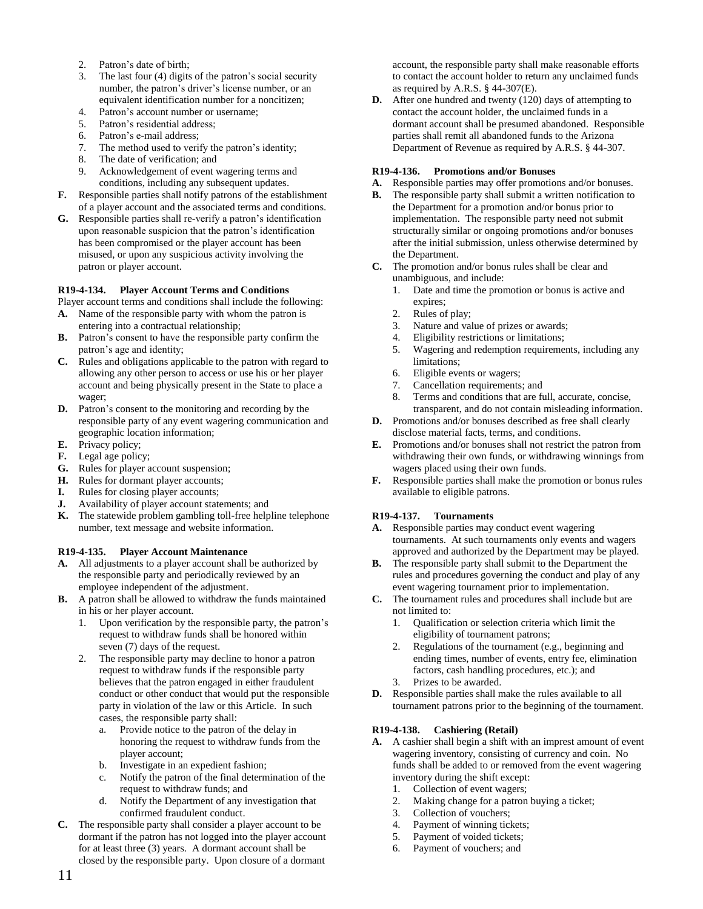2. Patron's date of birth;
3. The last four (4) digits of the patron's social security number, the patron's driver's license number, or an equivalent identification number for a noncitizen;
4. Patron's account number or username;
5. Patron's residential address;
6. Patron's e-mail address;
7. The method used to verify the patron's identity;
8. The date of verification; and
9. Acknowledgement of event wagering terms and conditions, including any subsequent updates.

**F.** Responsible parties shall notify patrons of the establishment of a player account and the associated terms and conditions.

**G.** Responsible parties shall re-verify a patron's identification upon reasonable suspicion that the patron's identification has been compromised or the player account has been misused, or upon any suspicious activity involving the patron or player account.

### R19-4-134. Player Account Terms and Conditions

Player account terms and conditions shall include the following:

**A.** Name of the responsible party with whom the patron is entering into a contractual relationship;

**B.** Patron's consent to have the responsible party confirm the patron's age and identity;

**C.** Rules and obligations applicable to the patron with regard to allowing any other person to access or use his or her player account and being physically present in the State to place a wager;

**D.** Patron's consent to the monitoring and recording by the responsible party of any event wagering communication and geographic location information;

**E.** Privacy policy;

**F.** Legal age policy;

**G.** Rules for player account suspension;

**H.** Rules for dormant player accounts;

**I.** Rules for closing player accounts;

**J.** Availability of player account statements; and

**K.** The statewide problem gambling toll-free helpline telephone number, text message and website information.

### R19-4-135. Player Account Maintenance

**A.** All adjustments to a player account shall be authorized by the responsible party and periodically reviewed by an employee independent of the adjustment.

**B.** A patron shall be allowed to withdraw the funds maintained in his or her player account.

1. Upon verification by the responsible party, the patron's request to withdraw funds shall be honored within seven (7) days of the request.
2. The responsible party may decline to honor a patron request to withdraw funds if the responsible party believes that the patron engaged in either fraudulent conduct or other conduct that would put the responsible party in violation of the law or this Article. In such cases, the responsible party shall:
   a. Provide notice to the patron of the delay in honoring the request to withdraw funds from the player account;
   b. Investigate in an expedient fashion;
   c. Notify the patron of the final determination of the request to withdraw funds; and
   d. Notify the Department of any investigation that confirmed fraudulent conduct.

**C.** The responsible party shall consider a player account to be dormant if the patron has not logged into the player account for at least three (3) years. A dormant account shall be closed by the responsible party. Upon closure of a dormant account, the responsible party shall make reasonable efforts to contact the account holder to return any unclaimed funds as required by A.R.S. § 44-307(E).

**D.** After one hundred and twenty (120) days of attempting to contact the account holder, the unclaimed funds in a dormant account shall be presumed abandoned. Responsible parties shall remit all abandoned funds to the Arizona Department of Revenue as required by A.R.S. § 44-307.

### R19-4-136. Promotions and/or Bonuses

**A.** Responsible parties may offer promotions and/or bonuses.

**B.** The responsible party shall submit a written notification to the Department for a promotion and/or bonus prior to implementation. The responsible party need not submit structurally similar or ongoing promotions and/or bonuses after the initial submission, unless otherwise determined by the Department.

**C.** The promotion and/or bonus rules shall be clear and unambiguous, and include:

1. Date and time the promotion or bonus is active and expires;
2. Rules of play;
3. Nature and value of prizes or awards;
4. Eligibility restrictions or limitations;
5. Wagering and redemption requirements, including any limitations;
6. Eligible events or wagers;
7. Cancellation requirements; and
8. Terms and conditions that are full, accurate, concise, transparent, and do not contain misleading information.

**D.** Promotions and/or bonuses described as free shall clearly disclose material facts, terms, and conditions.

**E.** Promotions and/or bonuses shall not restrict the patron from withdrawing their own funds, or withdrawing winnings from wagers placed using their own funds.

**F.** Responsible parties shall make the promotion or bonus rules available to eligible patrons.

### R19-4-137. Tournaments

**A.** Responsible parties may conduct event wagering tournaments. At such tournaments only events and wagers approved and authorized by the Department may be played.

**B.** The responsible party shall submit to the Department the rules and procedures governing the conduct and play of any event wagering tournament prior to implementation.

**C.** The tournament rules and procedures shall include but are not limited to:

1. Qualification or selection criteria which limit the eligibility of tournament patrons;
2. Regulations of the tournament (e.g., beginning and ending times, number of events, entry fee, elimination factors, cash handling procedures, etc.); and
3. Prizes to be awarded.

**D.** Responsible parties shall make the rules available to all tournament patrons prior to the beginning of the tournament.

### R19-4-138. Cashiering (Retail)

**A.** A cashier shall begin a shift with an impress amount of event wagering inventory, consisting of currency and coin. No funds shall be added to or removed from the event wagering inventory during the shift except:

1. Collection of event wagers;
2. Making change for a patron buying a ticket;
3. Collection of vouchers;
4. Payment of winning tickets;
5. Payment of voided tickets;
6. Payment of vouchers; and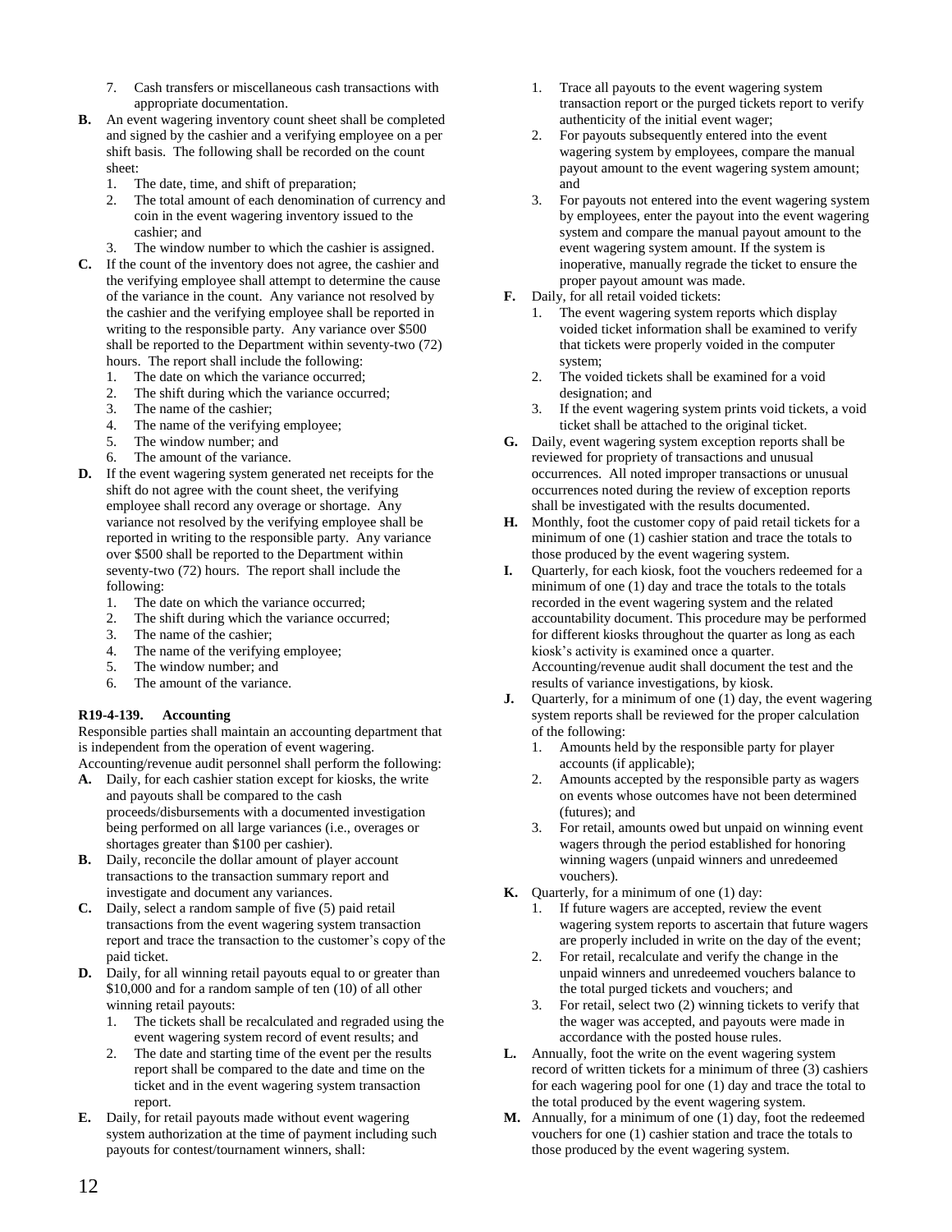7. Cash transfers or miscellaneous cash transactions with appropriate documentation.

**B.** An event wagering inventory count sheet shall be completed and signed by the cashier and a verifying employee on a per shift basis. The following shall be recorded on the count sheet:

1. The date, time, and shift of preparation;
2. The total amount of each denomination of currency and coin in the event wagering inventory issued to the cashier; and
3. The window number to which the cashier is assigned.

**C.** If the count of the inventory does not agree, the cashier and the verifying employee shall attempt to determine the cause of the variance in the count. Any variance not resolved by the cashier and the verifying employee shall be reported in writing to the responsible party. Any variance over $500 shall be reported to the Department within seventy-two (72) hours. The report shall include the following:

1. The date on which the variance occurred;
2. The shift during which the variance occurred;
3. The name of the cashier;
4. The name of the verifying employee;
5. The window number; and
6. The amount of the variance.

**D.** If the event wagering system generated net receipts for the shift do not agree with the count sheet, the verifying employee shall record any overage or shortage. Any variance not resolved by the verifying employee shall be reported in writing to the responsible party. Any variance over $500 shall be reported to the Department within seventy-two (72) hours. The report shall include the following:

1. The date on which the variance occurred;
2. The shift during which the variance occurred;
3. The name of the cashier;
4. The name of the verifying employee;
5. The window number; and
6. The amount of the variance.

**R19-4-139. Accounting**

Responsible parties shall maintain an accounting department that is independent from the operation of event wagering. Accounting/revenue audit personnel shall perform the following:

**A.** Daily, for each cashier station except for kiosks, the write and payouts shall be compared to the cash proceeds/disbursements with a documented investigation being performed on all large variances (i.e., overages or shortages greater than $100 per cashier).

**B.** Daily, reconcile the dollar amount of player account transactions to the transaction summary report and investigate and document any variances.

**C.** Daily, select a random sample of five (5) paid retail transactions from the event wagering system transaction report and trace the transaction to the customer's copy of the paid ticket.

**D.** Daily, for all winning retail payouts equal to or greater than $10,000 and for a random sample of ten (10) of all other winning retail payouts:

1. The tickets shall be recalculated and regraded using the event wagering system record of event results; and
2. The date and starting time of the event per the results report shall be compared to the date and time on the ticket and in the event wagering system transaction report.

**E.** Daily, for retail payouts made without event wagering system authorization at the time of payment including such payouts for contest/tournament winners, shall:

1. Trace all payouts to the event wagering system transaction report or the purged tickets report to verify authenticity of the initial event wager;
2. For payouts subsequently entered into the event wagering system by employees, compare the manual payout amount to the event wagering system amount; and
3. For payouts not entered into the event wagering system by employees, enter the payout into the event wagering system and compare the manual payout amount to the event wagering system amount. If the system is inoperative, manually regrade the ticket to ensure the proper payout amount was made.

**F.** Daily, for all retail voided tickets:

1. The event wagering system reports which display voided ticket information shall be examined to verify that tickets were properly voided in the computer system;
2. The voided tickets shall be examined for a void designation; and
3. If the event wagering system prints void tickets, a void ticket shall be attached to the original ticket.

**G.** Daily, event wagering system exception reports shall be reviewed for propriety of transactions and unusual occurrences. All noted improper transactions or unusual occurrences noted during the review of exception reports shall be investigated with the results documented.

**H.** Monthly, foot the customer copy of paid retail tickets for a minimum of one (1) cashier station and trace the totals to those produced by the event wagering system.

**I.** Quarterly, for each kiosk, foot the vouchers redeemed for a minimum of one (1) day and trace the totals to the totals recorded in the event wagering system and the related accountability document. This procedure may be performed for different kiosks throughout the quarter as long as each kiosk's activity is examined once a quarter. Accounting/revenue audit shall document the test and the results of variance investigations, by kiosk.

**J.** Quarterly, for a minimum of one (1) day, the event wagering system reports shall be reviewed for the proper calculation of the following:

1. Amounts held by the responsible party for player accounts (if applicable);
2. Amounts accepted by the responsible party as wagers on events whose outcomes have not been determined (futures); and
3. For retail, amounts owed but unpaid on winning event wagers through the period established for honoring winning wagers (unpaid winners and unredeemed vouchers).

**K.** Quarterly, for a minimum of one (1) day:

1. If future wagers are accepted, review the event wagering system reports to ascertain that future wagers are properly included in write on the day of the event;
2. For retail, recalculate and verify the change in the unpaid winners and unredeemed vouchers balance to the total purged tickets and vouchers; and
3. For retail, select two (2) winning tickets to verify that the wager was accepted, and payouts were made in accordance with the posted house rules.

**L.** Annually, foot the write on the event wagering system record of written tickets for a minimum of three (3) cashiers for each wagering pool for one (1) day and trace the total to the total produced by the event wagering system.

**M.** Annually, for a minimum of one (1) day, foot the redeemed vouchers for one (1) cashier station and trace the totals to those produced by the event wagering system.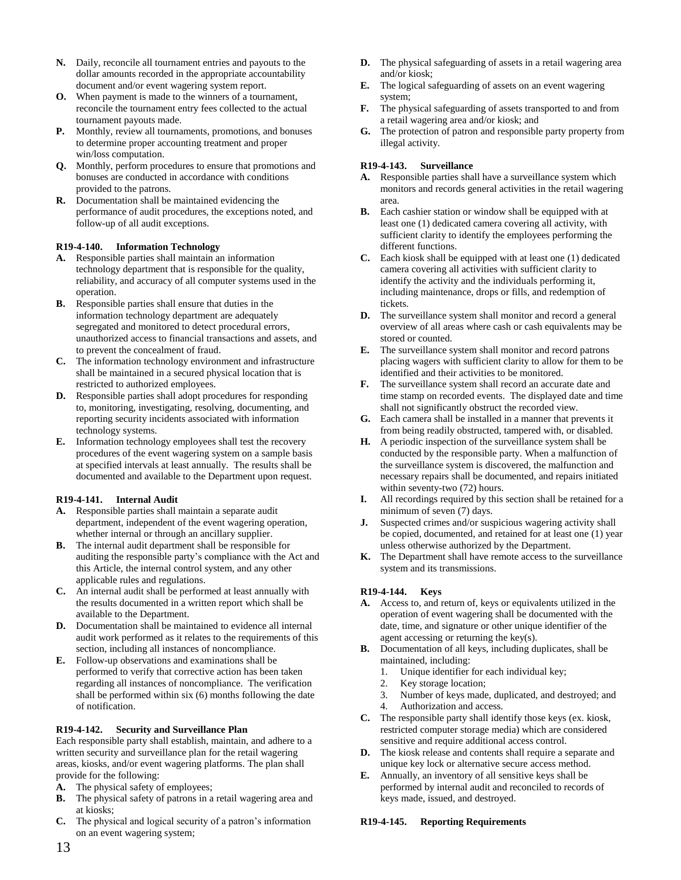**N.** Daily, reconcile all tournament entries and payouts to the dollar amounts recorded in the appropriate accountability document and/or event wagering system report.

**O.** When payment is made to the winners of a tournament, reconcile the tournament entry fees collected to the actual tournament payouts made.

**P.** Monthly, review all tournaments, promotions, and bonuses to determine proper accounting treatment and proper win/loss computation.

**Q.** Monthly, perform procedures to ensure that promotions and bonuses are conducted in accordance with conditions provided to the patrons.

**R.** Documentation shall be maintained evidencing the performance of audit procedures, the exceptions noted, and follow-up of all audit exceptions.

**R19-4-140. Information Technology**

**A.** Responsible parties shall maintain an information technology department that is responsible for the quality, reliability, and accuracy of all computer systems used in the operation.

**B.** Responsible parties shall ensure that duties in the information technology department are adequately segregated and monitored to detect procedural errors, unauthorized access to financial transactions and assets, and to prevent the concealment of fraud.

**C.** The information technology environment and infrastructure shall be maintained in a secured physical location that is restricted to authorized employees.

**D.** Responsible parties shall adopt procedures for responding to, monitoring, investigating, resolving, documenting, and reporting security incidents associated with information technology systems.

**E.** Information technology employees shall test the recovery procedures of the event wagering system on a sample basis at specified intervals at least annually. The results shall be documented and available to the Department upon request.

**R19-4-141. Internal Audit**

**A.** Responsible parties shall maintain a separate audit department, independent of the event wagering operation, whether internal or through an ancillary supplier.

**B.** The internal audit department shall be responsible for auditing the responsible party's compliance with the Act and this Article, the internal control system, and any other applicable rules and regulations.

**C.** An internal audit shall be performed at least annually with the results documented in a written report which shall be available to the Department.

**D.** Documentation shall be maintained to evidence all internal audit work performed as it relates to the requirements of this section, including all instances of noncompliance.

**E.** Follow-up observations and examinations shall be performed to verify that corrective action has been taken regarding all instances of noncompliance. The verification shall be performed within six (6) months following the date of notification.

**R19-4-142. Security and Surveillance Plan**

Each responsible party shall establish, maintain, and adhere to a written security and surveillance plan for the retail wagering areas, kiosks, and/or event wagering platforms. The plan shall provide for the following:

**A.** The physical safety of employees;

**B.** The physical safety of patrons in a retail wagering area and at kiosks;

**C.** The physical and logical security of a patron's information on an event wagering system;

**D.** The physical safeguarding of assets in a retail wagering area and/or kiosk;

**E.** The logical safeguarding of assets on an event wagering system;

**F.** The physical safeguarding of assets transported to and from a retail wagering area and/or kiosk; and

**G.** The protection of patron and responsible party property from illegal activity.

**R19-4-143. Surveillance**

**A.** Responsible parties shall have a surveillance system which monitors and records general activities in the retail wagering area.

**B.** Each cashier station or window shall be equipped with at least one (1) dedicated camera covering all activity, with sufficient clarity to identify the employees performing the different functions.

**C.** Each kiosk shall be equipped with at least one (1) dedicated camera covering all activities with sufficient clarity to identify the activity and the individuals performing it, including maintenance, drops or fills, and redemption of tickets.

**D.** The surveillance system shall monitor and record a general overview of all areas where cash or cash equivalents may be stored or counted.

**E.** The surveillance system shall monitor and record patrons placing wagers with sufficient clarity to allow for them to be identified and their activities to be monitored.

**F.** The surveillance system shall record an accurate date and time stamp on recorded events. The displayed date and time shall not significantly obstruct the recorded view.

**G.** Each camera shall be installed in a manner that prevents it from being readily obstructed, tampered with, or disabled.

**H.** A periodic inspection of the surveillance system shall be conducted by the responsible party. When a malfunction of the surveillance system is discovered, the malfunction and necessary repairs shall be documented, and repairs initiated within seventy-two (72) hours.

**I.** All recordings required by this section shall be retained for a minimum of seven (7) days.

**J.** Suspected crimes and/or suspicious wagering activity shall be copied, documented, and retained for at least one (1) year unless otherwise authorized by the Department.

**K.** The Department shall have remote access to the surveillance system and its transmissions.

**R19-4-144. Keys**

**A.** Access to, and return of, keys or equivalents utilized in the operation of event wagering shall be documented with the date, time, and signature or other unique identifier of the agent accessing or returning the key(s).

**B.** Documentation of all keys, including duplicates, shall be maintained, including:

1. Unique identifier for each individual key;
2. Key storage location;
3. Number of keys made, duplicated, and destroyed; and
4. Authorization and access.

**C.** The responsible party shall identify those keys (ex. kiosk, restricted computer storage media) which are considered sensitive and require additional access control.

**D.** The kiosk release and contents shall require a separate and unique key lock or alternative secure access method.

**E.** Annually, an inventory of all sensitive keys shall be performed by internal audit and reconciled to records of keys made, issued, and destroyed.

**R19-4-145. Reporting Requirements**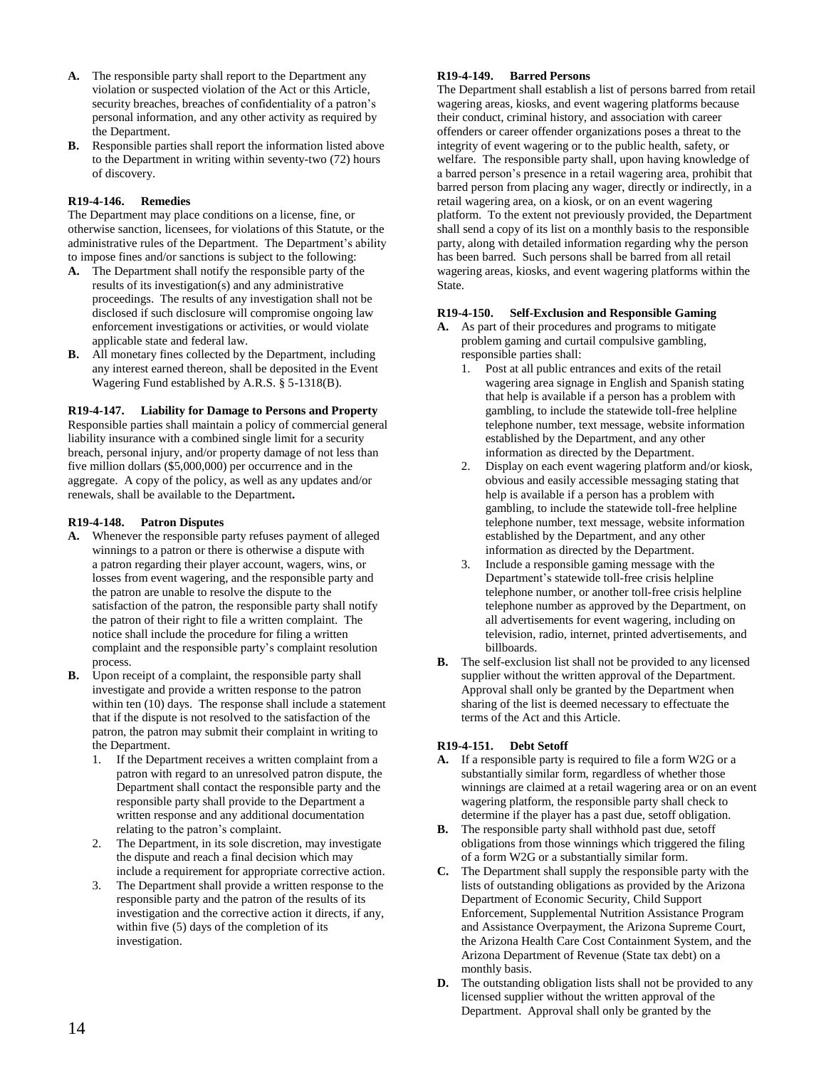**A.** The responsible party shall report to the Department any violation or suspected violation of the Act or this Article, security breaches, breaches of confidentiality of a patron's personal information, and any other activity as required by the Department.

**B.** Responsible parties shall report the information listed above to the Department in writing within seventy-two (72) hours of discovery.

#### R19-4-146. Remedies

The Department may place conditions on a license, fine, or otherwise sanction, licensees, for violations of this Statute, or the administrative rules of the Department. The Department's ability to impose fines and/or sanctions is subject to the following:

**A.** The Department shall notify the responsible party of the results of its investigation(s) and any administrative proceedings. The results of any investigation shall not be disclosed if such disclosure will compromise ongoing law enforcement investigations or activities, or would violate applicable state and federal law.

**B.** All monetary fines collected by the Department, including any interest earned thereon, shall be deposited in the Event Wagering Fund established by A.R.S. § 5-1318(B).

#### R19-4-147. Liability for Damage to Persons and Property

Responsible parties shall maintain a policy of commercial general liability insurance with a combined single limit for a security breach, personal injury, and/or property damage of not less than five million dollars ($5,000,000) per occurrence and in the aggregate. A copy of the policy, as well as any updates and/or renewals, shall be available to the Department**.**

#### R19-4-148. Patron Disputes

**A.** Whenever the responsible party refuses payment of alleged winnings to a patron or there is otherwise a dispute with a patron regarding their player account, wagers, wins, or losses from event wagering, and the responsible party and the patron are unable to resolve the dispute to the satisfaction of the patron, the responsible party shall notify the patron of their right to file a written complaint. The notice shall include the procedure for filing a written complaint and the responsible party's complaint resolution process.

**B.** Upon receipt of a complaint, the responsible party shall investigate and provide a written response to the patron within ten (10) days. The response shall include a statement that if the dispute is not resolved to the satisfaction of the patron, the patron may submit their complaint in writing to the Department.

1. If the Department receives a written complaint from a patron with regard to an unresolved patron dispute, the Department shall contact the responsible party and the responsible party shall provide to the Department a written response and any additional documentation relating to the patron's complaint.
2. The Department, in its sole discretion, may investigate the dispute and reach a final decision which may include a requirement for appropriate corrective action.
3. The Department shall provide a written response to the responsible party and the patron of the results of its investigation and the corrective action it directs, if any, within five (5) days of the completion of its investigation.

#### R19-4-149. Barred Persons

The Department shall establish a list of persons barred from retail wagering areas, kiosks, and event wagering platforms because their conduct, criminal history, and association with career offenders or career offender organizations poses a threat to the integrity of event wagering or to the public health, safety, or welfare. The responsible party shall, upon having knowledge of a barred person's presence in a retail wagering area, prohibit that barred person from placing any wager, directly or indirectly, in a retail wagering area, on a kiosk, or on an event wagering platform. To the extent not previously provided, the Department shall send a copy of its list on a monthly basis to the responsible party, along with detailed information regarding why the person has been barred. Such persons shall be barred from all retail wagering areas, kiosks, and event wagering platforms within the State.

#### R19-4-150. Self-Exclusion and Responsible Gaming

**A.** As part of their procedures and programs to mitigate problem gaming and curtail compulsive gambling, responsible parties shall:

1. Post at all public entrances and exits of the retail wagering area signage in English and Spanish stating that help is available if a person has a problem with gambling, to include the statewide toll-free helpline telephone number, text message, website information established by the Department, and any other information as directed by the Department.
2. Display on each event wagering platform and/or kiosk, obvious and easily accessible messaging stating that help is available if a person has a problem with gambling, to include the statewide toll-free helpline telephone number, text message, website information established by the Department, and any other information as directed by the Department.
3. Include a responsible gaming message with the Department's statewide toll-free crisis helpline telephone number, or another toll-free crisis helpline telephone number as approved by the Department, on all advertisements for event wagering, including on television, radio, internet, printed advertisements, and billboards.

**B.** The self-exclusion list shall not be provided to any licensed supplier without the written approval of the Department. Approval shall only be granted by the Department when sharing of the list is deemed necessary to effectuate the terms of the Act and this Article.

#### R19-4-151. Debt Setoff

**A.** If a responsible party is required to file a form W2G or a substantially similar form, regardless of whether those winnings are claimed at a retail wagering area or on an event wagering platform, the responsible party shall check to determine if the player has a past due, setoff obligation.

**B.** The responsible party shall withhold past due, setoff obligations from those winnings which triggered the filing of a form W2G or a substantially similar form.

**C.** The Department shall supply the responsible party with the lists of outstanding obligations as provided by the Arizona Department of Economic Security, Child Support Enforcement, Supplemental Nutrition Assistance Program and Assistance Overpayment, the Arizona Supreme Court, the Arizona Health Care Cost Containment System, and the Arizona Department of Revenue (State tax debt) on a monthly basis.

**D.** The outstanding obligation lists shall not be provided to any licensed supplier without the written approval of the Department. Approval shall only be granted by the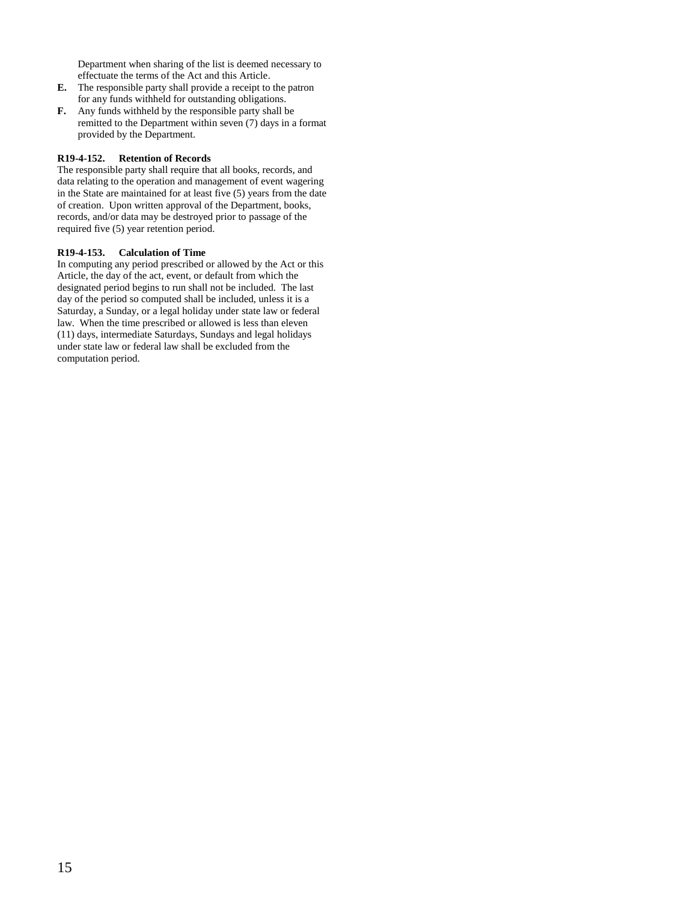Department when sharing of the list is deemed necessary to effectuate the terms of the Act and this Article.

**E.** The responsible party shall provide a receipt to the patron for any funds withheld for outstanding obligations.

**F.** Any funds withheld by the responsible party shall be remitted to the Department within seven (7) days in a format provided by the Department.

**R19-4-152. Retention of Records**

The responsible party shall require that all books, records, and data relating to the operation and management of event wagering in the State are maintained for at least five (5) years from the date of creation. Upon written approval of the Department, books, records, and/or data may be destroyed prior to passage of the required five (5) year retention period.

**R19-4-153. Calculation of Time**

In computing any period prescribed or allowed by the Act or this Article, the day of the act, event, or default from which the designated period begins to run shall not be included. The last day of the period so computed shall be included, unless it is a Saturday, a Sunday, or a legal holiday under state law or federal law. When the time prescribed or allowed is less than eleven (11) days, intermediate Saturdays, Sundays and legal holidays under state law or federal law shall be excluded from the computation period.